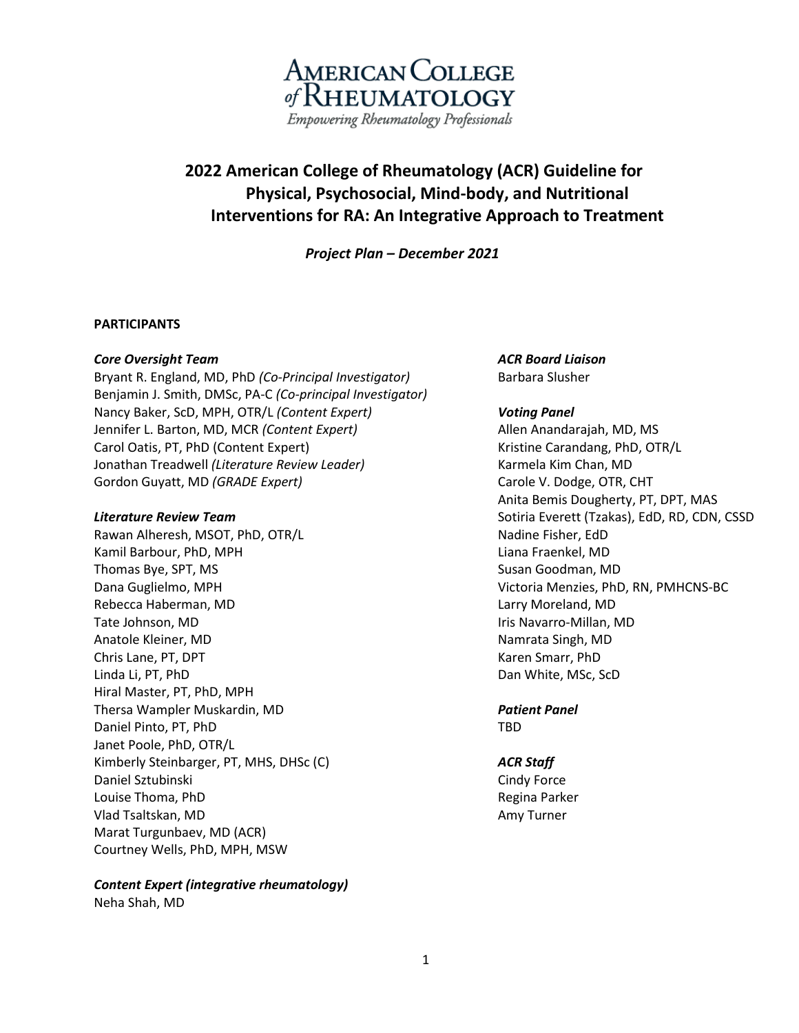AMERICAN COLLEGE of RHEUMATOLOGY

*Empowering Rheumatology Professionals*

# 2022 American College of Rheumatology (ACR) Guideline for Physical, Psychosocial, Mind-body, and Nutritional Interventions for RA: An Integrative Approach to Treatment

***Project Plan – December 2021***

**PARTICIPANTS**

***Core Oversight Team***

Bryant R. England, MD, PhD *(Co-Principal Investigator)*
Benjamin J. Smith, DMSc, PA-C *(Co-principal Investigator)*
Nancy Baker, ScD, MPH, OTR/L *(Content Expert)*
Jennifer L. Barton, MD, MCR *(Content Expert)*
Carol Oatis, PT, PhD (Content Expert)
Jonathan Treadwell *(Literature Review Leader)*
Gordon Guyatt, MD *(GRADE Expert)*

***Literature Review Team***

Rawan Alheresh, MSOT, PhD, OTR/L
Kamil Barbour, PhD, MPH
Thomas Bye, SPT, MS
Dana Guglielmo, MPH
Rebecca Haberman, MD
Tate Johnson, MD
Anatole Kleiner, MD
Chris Lane, PT, DPT
Linda Li, PT, PhD
Hiral Master, PT, PhD, MPH
Thersa Wampler Muskardin, MD
Daniel Pinto, PT, PhD
Janet Poole, PhD, OTR/L
Kimberly Steinbarger, PT, MHS, DHSc (C)
Daniel Sztubinski
Louise Thoma, PhD
Vlad Tsaltskan, MD
Marat Turgunbaev, MD (ACR)
Courtney Wells, PhD, MPH, MSW

***Content Expert (integrative rheumatology)***

Neha Shah, MD

***ACR Board Liaison***

Barbara Slusher

***Voting Panel***

Allen Anandarajah, MD, MS
Kristine Carandang, PhD, OTR/L
Karmela Kim Chan, MD
Carole V. Dodge, OTR, CHT
Anita Bemis Dougherty, PT, DPT, MAS
Sotiria Everett (Tzakas), EdD, RD, CDN, CSSD
Nadine Fisher, EdD
Liana Fraenkel, MD
Susan Goodman, MD
Victoria Menzies, PhD, RN, PMHCNS-BC
Larry Moreland, MD
Iris Navarro-Millan, MD
Namrata Singh, MD
Karen Smarr, PhD
Dan White, MSc, ScD

***Patient Panel***

TBD

***ACR Staff***

Cindy Force
Regina Parker
Amy Turner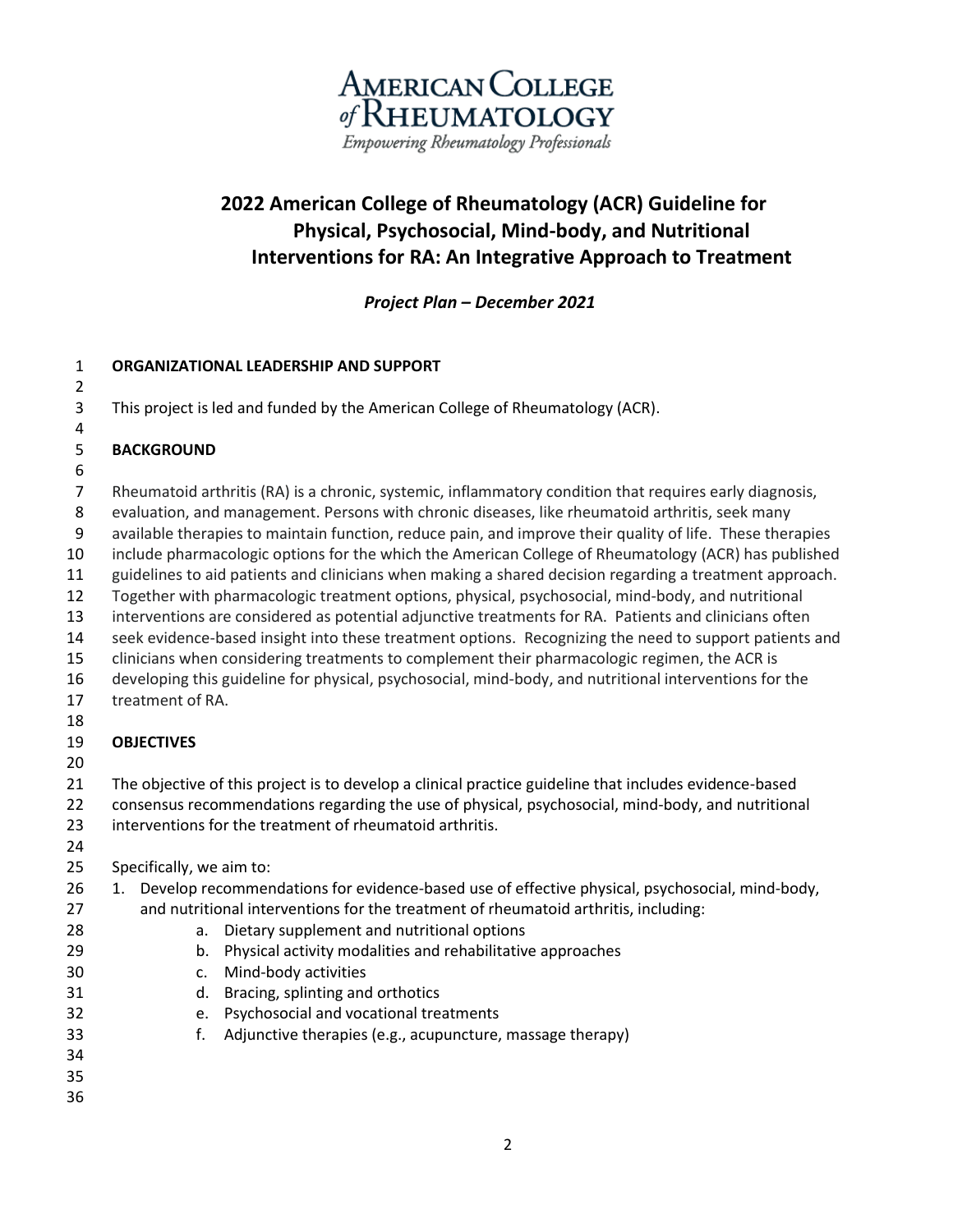# 2022 American College of Rheumatology (ACR) Guideline for Physical, Psychosocial, Mind-body, and Nutritional Interventions for RA: An Integrative Approach to Treatment

*Project Plan – December 2021*

## ORGANIZATIONAL LEADERSHIP AND SUPPORT

This project is led and funded by the American College of Rheumatology (ACR).

## BACKGROUND

Rheumatoid arthritis (RA) is a chronic, systemic, inflammatory condition that requires early diagnosis, evaluation, and management. Persons with chronic diseases, like rheumatoid arthritis, seek many available therapies to maintain function, reduce pain, and improve their quality of life. These therapies include pharmacologic options for the which the American College of Rheumatology (ACR) has published guidelines to aid patients and clinicians when making a shared decision regarding a treatment approach. Together with pharmacologic treatment options, physical, psychosocial, mind-body, and nutritional interventions are considered as potential adjunctive treatments for RA. Patients and clinicians often seek evidence-based insight into these treatment options. Recognizing the need to support patients and clinicians when considering treatments to complement their pharmacologic regimen, the ACR is developing this guideline for physical, psychosocial, mind-body, and nutritional interventions for the treatment of RA.

## OBJECTIVES

The objective of this project is to develop a clinical practice guideline that includes evidence-based consensus recommendations regarding the use of physical, psychosocial, mind-body, and nutritional interventions for the treatment of rheumatoid arthritis.

Specifically, we aim to:

1. Develop recommendations for evidence-based use of effective physical, psychosocial, mind-body, and nutritional interventions for the treatment of rheumatoid arthritis, including:
    a. Dietary supplement and nutritional options
    b. Physical activity modalities and rehabilitative approaches
    c. Mind-body activities
    d. Bracing, splinting and orthotics
    e. Psychosocial and vocational treatments
    f. Adjunctive therapies (e.g., acupuncture, massage therapy)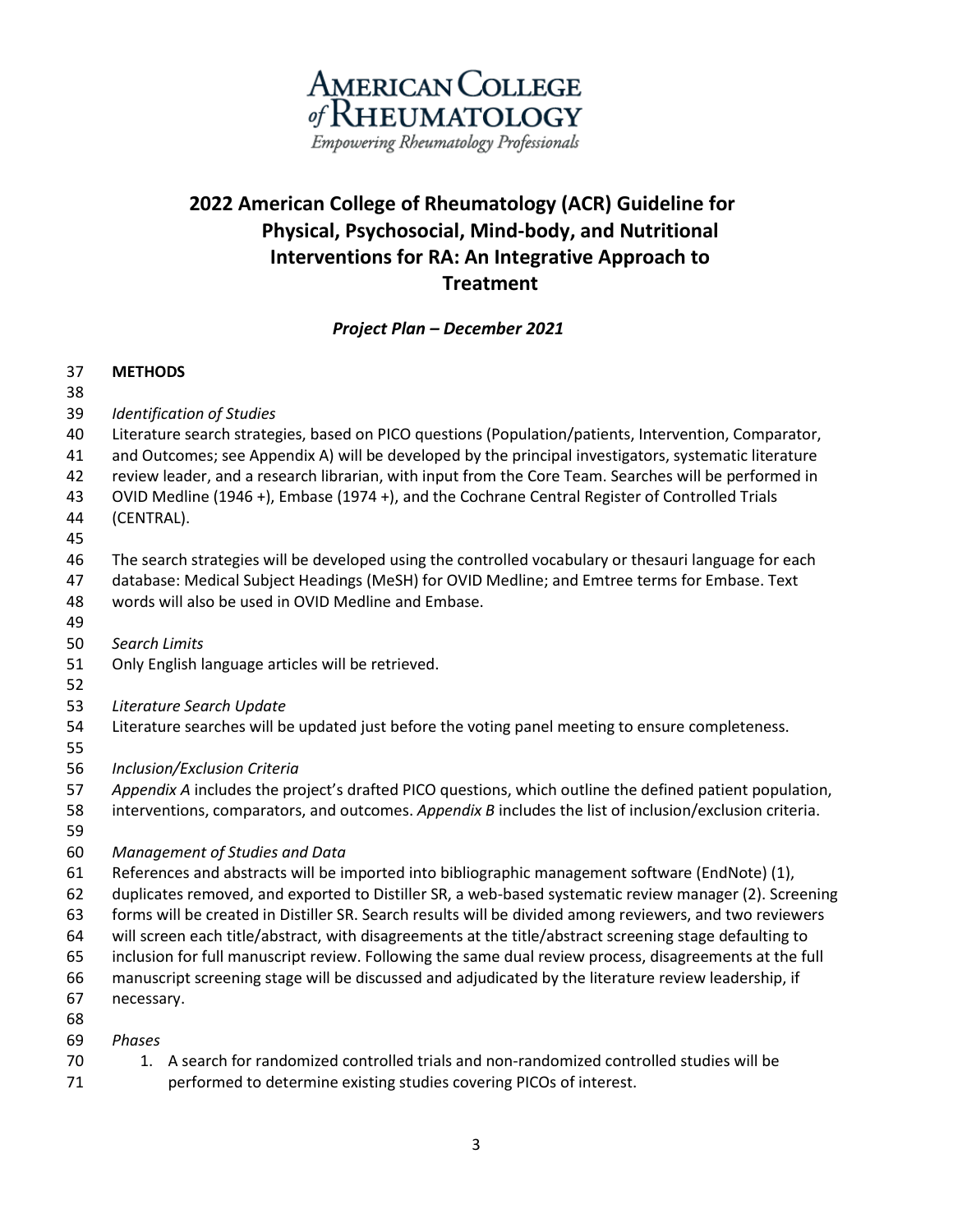# 2022 American College of Rheumatology (ACR) Guideline for Physical, Psychosocial, Mind-body, and Nutritional Interventions for RA: An Integrative Approach to Treatment

***Project Plan – December 2021***

**METHODS**

*Identification of Studies*

Literature search strategies, based on PICO questions (Population/patients, Intervention, Comparator, and Outcomes; see Appendix A) will be developed by the principal investigators, systematic literature review leader, and a research librarian, with input from the Core Team. Searches will be performed in OVID Medline (1946 +), Embase (1974 +), and the Cochrane Central Register of Controlled Trials (CENTRAL).

The search strategies will be developed using the controlled vocabulary or thesauri language for each database: Medical Subject Headings (MeSH) for OVID Medline; and Emtree terms for Embase. Text words will also be used in OVID Medline and Embase.

*Search Limits*

Only English language articles will be retrieved.

*Literature Search Update*

Literature searches will be updated just before the voting panel meeting to ensure completeness.

*Inclusion/Exclusion Criteria*

*Appendix A* includes the project's drafted PICO questions, which outline the defined patient population, interventions, comparators, and outcomes. *Appendix B* includes the list of inclusion/exclusion criteria.

*Management of Studies and Data*

References and abstracts will be imported into bibliographic management software (EndNote) (1), duplicates removed, and exported to Distiller SR, a web-based systematic review manager (2). Screening forms will be created in Distiller SR. Search results will be divided among reviewers, and two reviewers will screen each title/abstract, with disagreements at the title/abstract screening stage defaulting to inclusion for full manuscript review. Following the same dual review process, disagreements at the full manuscript screening stage will be discussed and adjudicated by the literature review leadership, if necessary.

*Phases*

1. A search for randomized controlled trials and non-randomized controlled studies will be performed to determine existing studies covering PICOs of interest.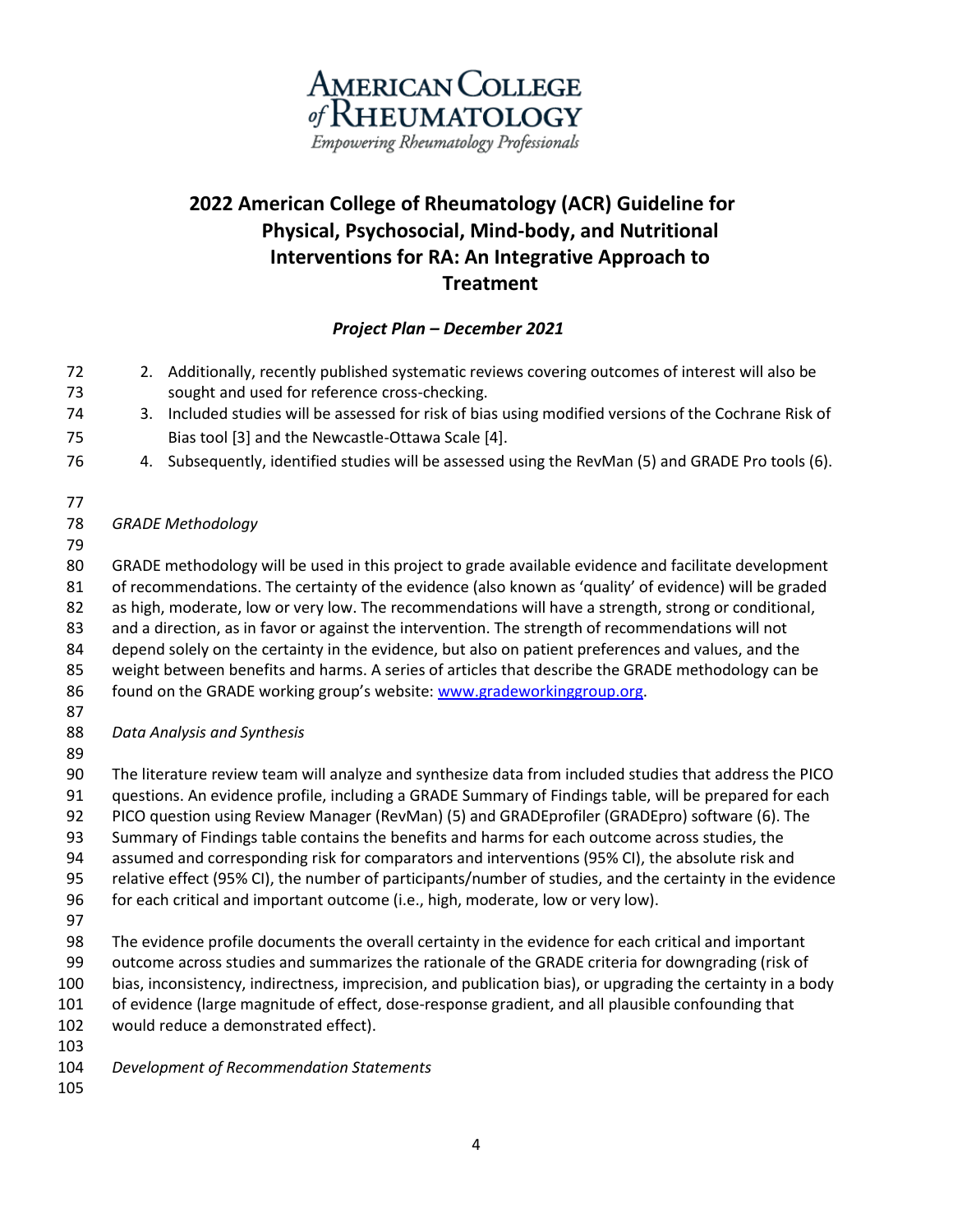# 2022 American College of Rheumatology (ACR) Guideline for Physical, Psychosocial, Mind-body, and Nutritional Interventions for RA: An Integrative Approach to Treatment

## *Project Plan – December 2021*

2. Additionally, recently published systematic reviews covering outcomes of interest will also be sought and used for reference cross-checking.
3. Included studies will be assessed for risk of bias using modified versions of the Cochrane Risk of Bias tool [3] and the Newcastle-Ottawa Scale [4].
4. Subsequently, identified studies will be assessed using the RevMan (5) and GRADE Pro tools (6).

*GRADE Methodology*

GRADE methodology will be used in this project to grade available evidence and facilitate development of recommendations. The certainty of the evidence (also known as 'quality' of evidence) will be graded as high, moderate, low or very low. The recommendations will have a strength, strong or conditional, and a direction, as in favor or against the intervention. The strength of recommendations will not depend solely on the certainty in the evidence, but also on patient preferences and values, and the weight between benefits and harms. A series of articles that describe the GRADE methodology can be found on the GRADE working group's website: www.gradeworkinggroup.org.

*Data Analysis and Synthesis*

The literature review team will analyze and synthesize data from included studies that address the PICO questions. An evidence profile, including a GRADE Summary of Findings table, will be prepared for each PICO question using Review Manager (RevMan) (5) and GRADEprofiler (GRADEpro) software (6). The Summary of Findings table contains the benefits and harms for each outcome across studies, the assumed and corresponding risk for comparators and interventions (95% CI), the absolute risk and relative effect (95% CI), the number of participants/number of studies, and the certainty in the evidence for each critical and important outcome (i.e., high, moderate, low or very low).

The evidence profile documents the overall certainty in the evidence for each critical and important outcome across studies and summarizes the rationale of the GRADE criteria for downgrading (risk of bias, inconsistency, indirectness, imprecision, and publication bias), or upgrading the certainty in a body of evidence (large magnitude of effect, dose-response gradient, and all plausible confounding that would reduce a demonstrated effect).

*Development of Recommendation Statements*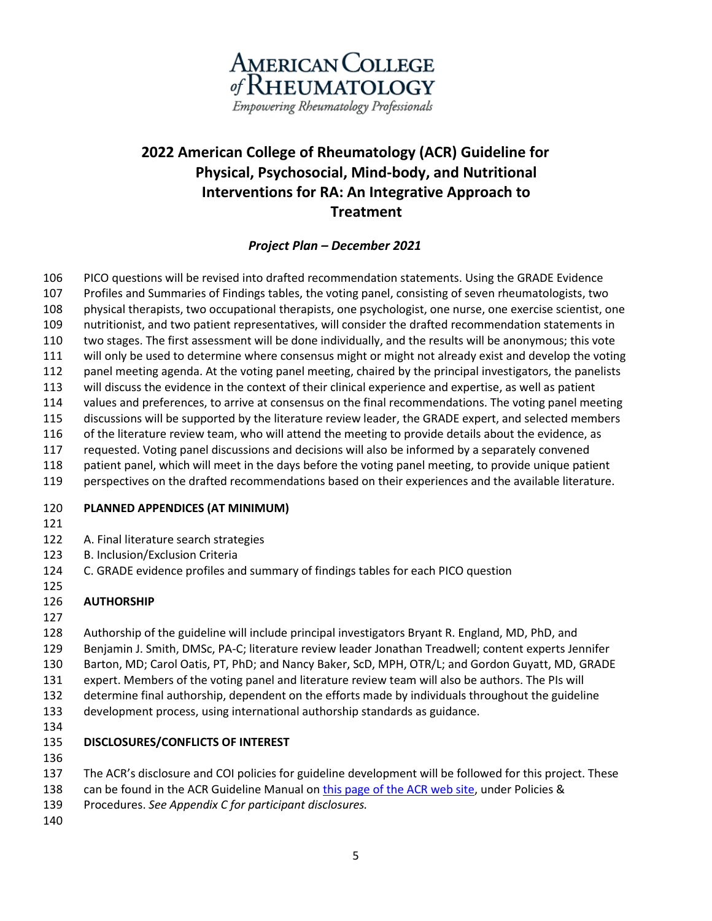# 2022 American College of Rheumatology (ACR) Guideline for Physical, Psychosocial, Mind-body, and Nutritional Interventions for RA: An Integrative Approach to Treatment

***Project Plan – December 2021***

PICO questions will be revised into drafted recommendation statements. Using the GRADE Evidence Profiles and Summaries of Findings tables, the voting panel, consisting of seven rheumatologists, two physical therapists, two occupational therapists, one psychologist, one nurse, one exercise scientist, one nutritionist, and two patient representatives, will consider the drafted recommendation statements in two stages. The first assessment will be done individually, and the results will be anonymous; this vote will only be used to determine where consensus might or might not already exist and develop the voting panel meeting agenda. At the voting panel meeting, chaired by the principal investigators, the panelists will discuss the evidence in the context of their clinical experience and expertise, as well as patient values and preferences, to arrive at consensus on the final recommendations. The voting panel meeting discussions will be supported by the literature review leader, the GRADE expert, and selected members of the literature review team, who will attend the meeting to provide details about the evidence, as requested. Voting panel discussions and decisions will also be informed by a separately convened patient panel, which will meet in the days before the voting panel meeting, to provide unique patient perspectives on the drafted recommendations based on their experiences and the available literature.

## PLANNED APPENDICES (AT MINIMUM)

A. Final literature search strategies
B. Inclusion/Exclusion Criteria
C. GRADE evidence profiles and summary of findings tables for each PICO question

## AUTHORSHIP

Authorship of the guideline will include principal investigators Bryant R. England, MD, PhD, and Benjamin J. Smith, DMSc, PA-C; literature review leader Jonathan Treadwell; content experts Jennifer Barton, MD; Carol Oatis, PT, PhD; and Nancy Baker, ScD, MPH, OTR/L; and Gordon Guyatt, MD, GRADE expert. Members of the voting panel and literature review team will also be authors. The PIs will determine final authorship, dependent on the efforts made by individuals throughout the guideline development process, using international authorship standards as guidance.

## DISCLOSURES/CONFLICTS OF INTEREST

The ACR's disclosure and COI policies for guideline development will be followed for this project. These can be found in the ACR Guideline Manual on this page of the ACR web site, under Policies & Procedures. *See Appendix C for participant disclosures.*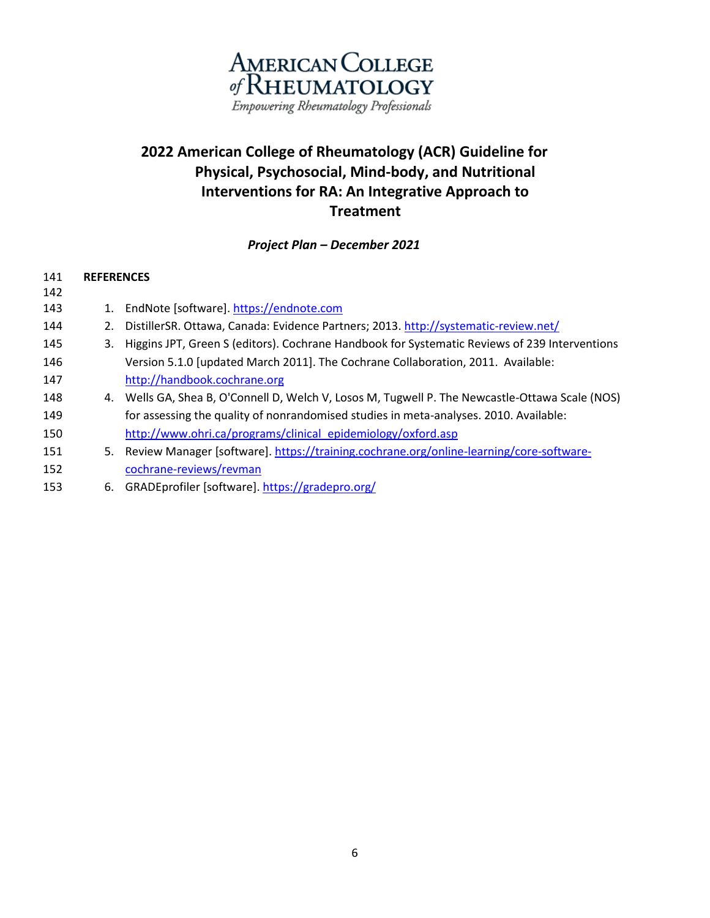## REFERENCES

1. EndNote [software]. https://endnote.com
2. DistillerSR. Ottawa, Canada: Evidence Partners; 2013. http://systematic-review.net/
3. Higgins JPT, Green S (editors). Cochrane Handbook for Systematic Reviews of 239 Interventions Version 5.1.0 [updated March 2011]. The Cochrane Collaboration, 2011. Available: http://handbook.cochrane.org
4. Wells GA, Shea B, O'Connell D, Welch V, Losos M, Tugwell P. The Newcastle-Ottawa Scale (NOS) for assessing the quality of nonrandomised studies in meta-analyses. 2010. Available: http://www.ohri.ca/programs/clinical_epidemiology/oxford.asp
5. Review Manager [software]. https://training.cochrane.org/online-learning/core-software-cochrane-reviews/revman
6. GRADEprofiler [software]. https://gradepro.org/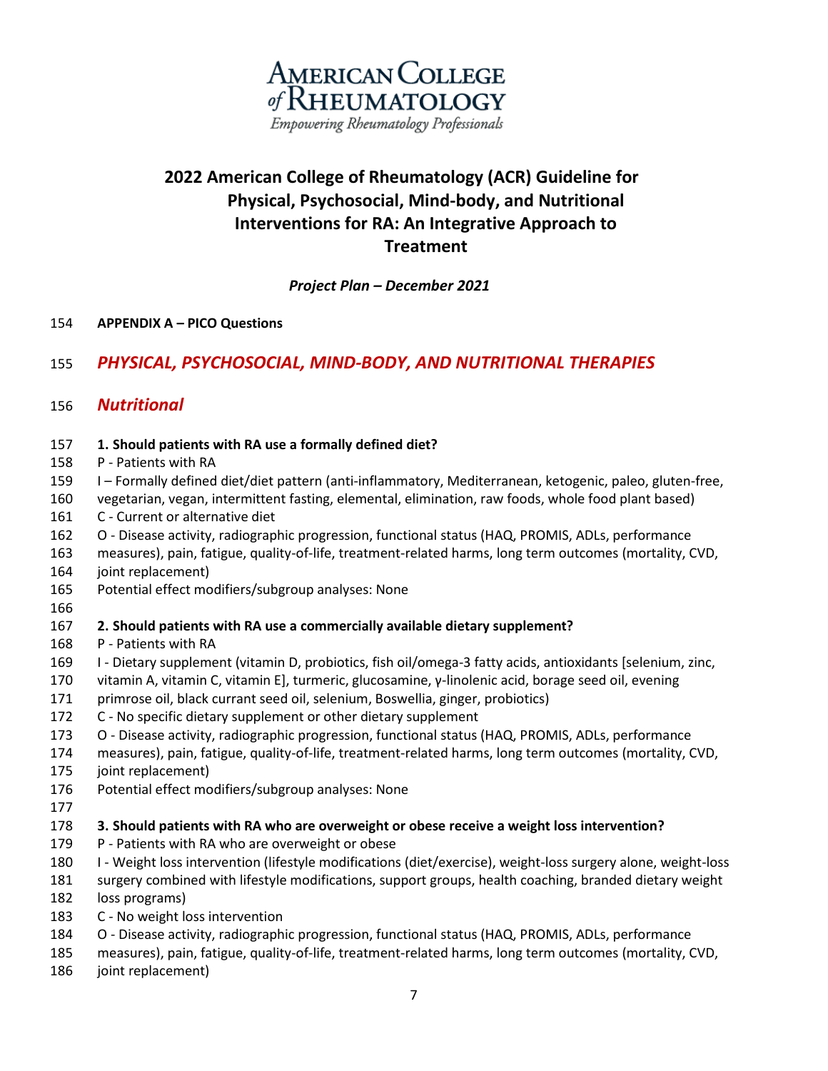**AMERICAN COLLEGE of RHEUMATOLOGY**
*Empowering Rheumatology Professionals*

# 2022 American College of Rheumatology (ACR) Guideline for Physical, Psychosocial, Mind-body, and Nutritional Interventions for RA: An Integrative Approach to Treatment

***Project Plan – December 2021***

**APPENDIX A – PICO Questions**

## *PHYSICAL, PSYCHOSOCIAL, MIND-BODY, AND NUTRITIONAL THERAPIES*

### *Nutritional*

**1. Should patients with RA use a formally defined diet?**
P - Patients with RA
I – Formally defined diet/diet pattern (anti-inflammatory, Mediterranean, ketogenic, paleo, gluten-free, vegetarian, vegan, intermittent fasting, elemental, elimination, raw foods, whole food plant based)
C - Current or alternative diet
O - Disease activity, radiographic progression, functional status (HAQ, PROMIS, ADLs, performance measures), pain, fatigue, quality-of-life, treatment-related harms, long term outcomes (mortality, CVD, joint replacement)
Potential effect modifiers/subgroup analyses: None

**2. Should patients with RA use a commercially available dietary supplement?**
P - Patients with RA
I - Dietary supplement (vitamin D, probiotics, fish oil/omega-3 fatty acids, antioxidants [selenium, zinc, vitamin A, vitamin C, vitamin E], turmeric, glucosamine, γ-linolenic acid, borage seed oil, evening primrose oil, black currant seed oil, selenium, Boswellia, ginger, probiotics)
C - No specific dietary supplement or other dietary supplement
O - Disease activity, radiographic progression, functional status (HAQ, PROMIS, ADLs, performance measures), pain, fatigue, quality-of-life, treatment-related harms, long term outcomes (mortality, CVD, joint replacement)
Potential effect modifiers/subgroup analyses: None

**3. Should patients with RA who are overweight or obese receive a weight loss intervention?**
P - Patients with RA who are overweight or obese
I - Weight loss intervention (lifestyle modifications (diet/exercise), weight-loss surgery alone, weight-loss surgery combined with lifestyle modifications, support groups, health coaching, branded dietary weight loss programs)
C - No weight loss intervention
O - Disease activity, radiographic progression, functional status (HAQ, PROMIS, ADLs, performance measures), pain, fatigue, quality-of-life, treatment-related harms, long term outcomes (mortality, CVD, joint replacement)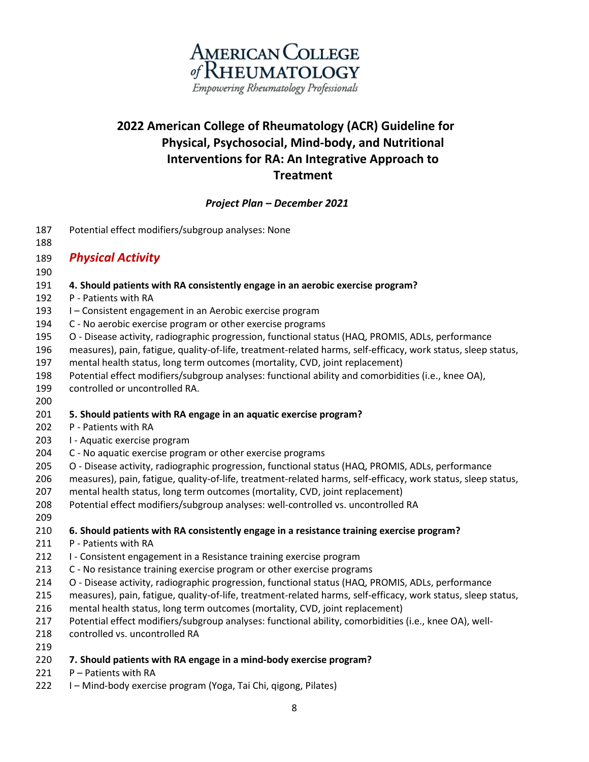Potential effect modifiers/subgroup analyses: None

## *Physical Activity*

**4. Should patients with RA consistently engage in an aerobic exercise program?**

P - Patients with RA
I – Consistent engagement in an Aerobic exercise program
C - No aerobic exercise program or other exercise programs
O - Disease activity, radiographic progression, functional status (HAQ, PROMIS, ADLs, performance measures), pain, fatigue, quality-of-life, treatment-related harms, self-efficacy, work status, sleep status, mental health status, long term outcomes (mortality, CVD, joint replacement)
Potential effect modifiers/subgroup analyses: functional ability and comorbidities (i.e., knee OA), controlled or uncontrolled RA.

**5. Should patients with RA engage in an aquatic exercise program?**

P - Patients with RA
I - Aquatic exercise program
C - No aquatic exercise program or other exercise programs
O - Disease activity, radiographic progression, functional status (HAQ, PROMIS, ADLs, performance measures), pain, fatigue, quality-of-life, treatment-related harms, self-efficacy, work status, sleep status, mental health status, long term outcomes (mortality, CVD, joint replacement)
Potential effect modifiers/subgroup analyses: well-controlled vs. uncontrolled RA

**6. Should patients with RA consistently engage in a resistance training exercise program?**

P - Patients with RA
I - Consistent engagement in a Resistance training exercise program
C - No resistance training exercise program or other exercise programs
O - Disease activity, radiographic progression, functional status (HAQ, PROMIS, ADLs, performance measures), pain, fatigue, quality-of-life, treatment-related harms, self-efficacy, work status, sleep status, mental health status, long term outcomes (mortality, CVD, joint replacement)
Potential effect modifiers/subgroup analyses: functional ability, comorbidities (i.e., knee OA), well-controlled vs. uncontrolled RA

**7. Should patients with RA engage in a mind-body exercise program?**

P – Patients with RA
I – Mind-body exercise program (Yoga, Tai Chi, qigong, Pilates)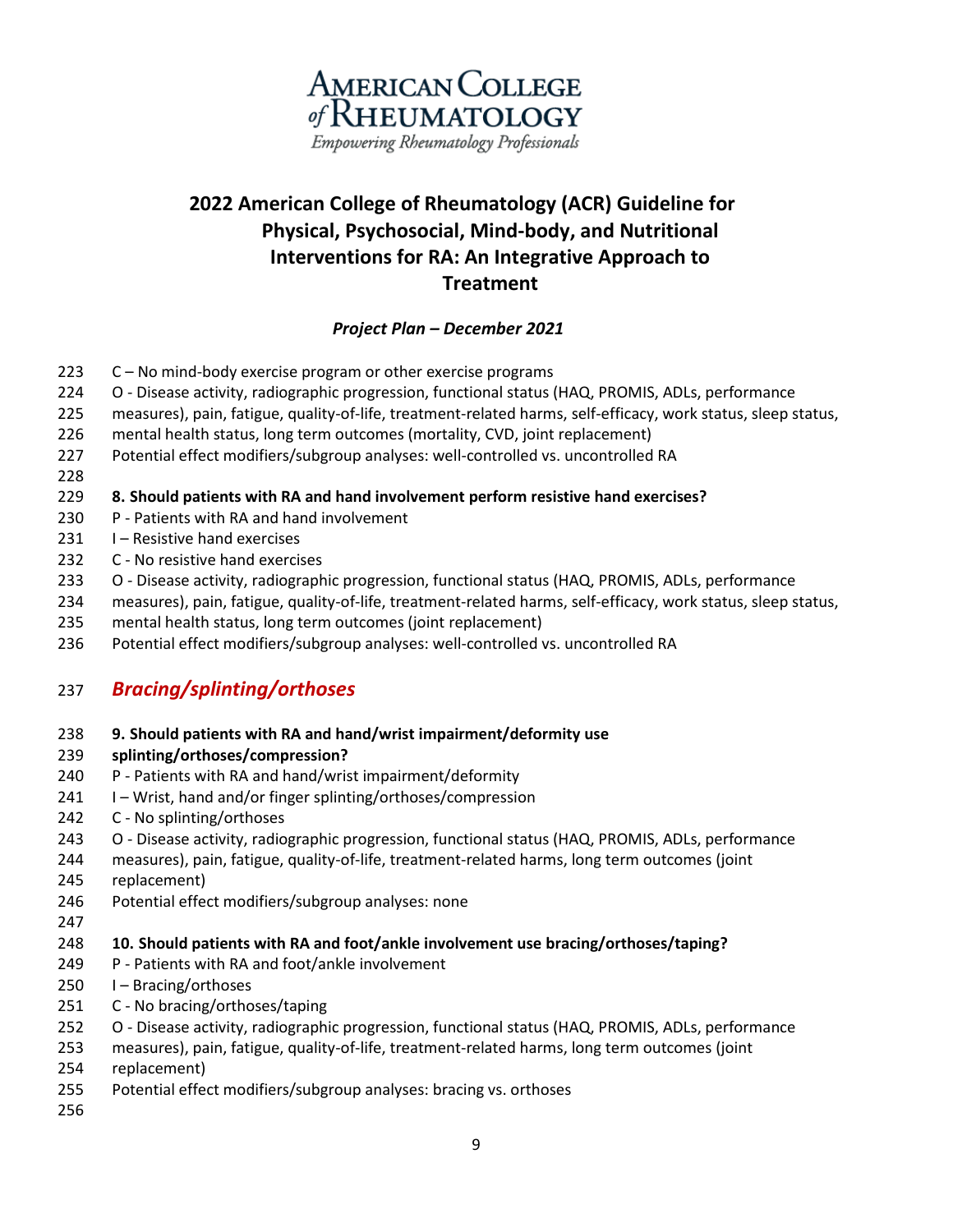C – No mind-body exercise program or other exercise programs
O - Disease activity, radiographic progression, functional status (HAQ, PROMIS, ADLs, performance measures), pain, fatigue, quality-of-life, treatment-related harms, self-efficacy, work status, sleep status, mental health status, long term outcomes (mortality, CVD, joint replacement)
Potential effect modifiers/subgroup analyses: well-controlled vs. uncontrolled RA

**8. Should patients with RA and hand involvement perform resistive hand exercises?**
P - Patients with RA and hand involvement
I – Resistive hand exercises
C - No resistive hand exercises
O - Disease activity, radiographic progression, functional status (HAQ, PROMIS, ADLs, performance measures), pain, fatigue, quality-of-life, treatment-related harms, self-efficacy, work status, sleep status, mental health status, long term outcomes (joint replacement)
Potential effect modifiers/subgroup analyses: well-controlled vs. uncontrolled RA

## *Bracing/splinting/orthoses*

**9. Should patients with RA and hand/wrist impairment/deformity use splinting/orthoses/compression?**
P - Patients with RA and hand/wrist impairment/deformity
I – Wrist, hand and/or finger splinting/orthoses/compression
C - No splinting/orthoses
O - Disease activity, radiographic progression, functional status (HAQ, PROMIS, ADLs, performance measures), pain, fatigue, quality-of-life, treatment-related harms, long term outcomes (joint replacement)
Potential effect modifiers/subgroup analyses: none

**10. Should patients with RA and foot/ankle involvement use bracing/orthoses/taping?**
P - Patients with RA and foot/ankle involvement
I – Bracing/orthoses
C - No bracing/orthoses/taping
O - Disease activity, radiographic progression, functional status (HAQ, PROMIS, ADLs, performance measures), pain, fatigue, quality-of-life, treatment-related harms, long term outcomes (joint replacement)
Potential effect modifiers/subgroup analyses: bracing vs. orthoses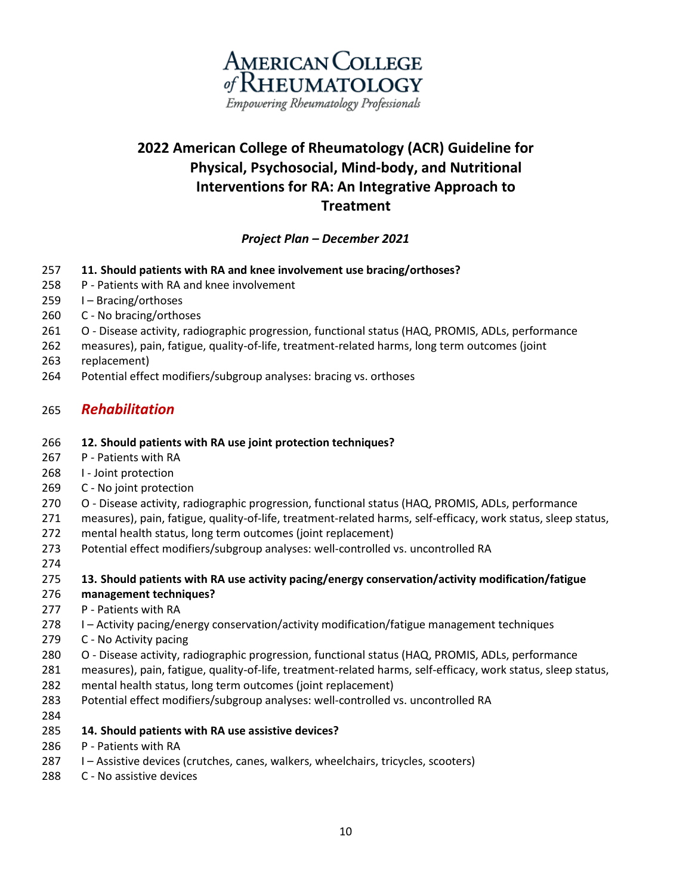# 2022 American College of Rheumatology (ACR) Guideline for Physical, Psychosocial, Mind-body, and Nutritional Interventions for RA: An Integrative Approach to Treatment

***Project Plan – December 2021***

**11. Should patients with RA and knee involvement use bracing/orthoses?**

P - Patients with RA and knee involvement
I – Bracing/orthoses
C - No bracing/orthoses
O - Disease activity, radiographic progression, functional status (HAQ, PROMIS, ADLs, performance measures), pain, fatigue, quality-of-life, treatment-related harms, long term outcomes (joint replacement)
Potential effect modifiers/subgroup analyses: bracing vs. orthoses

## *Rehabilitation*

**12. Should patients with RA use joint protection techniques?**

P - Patients with RA
I - Joint protection
C - No joint protection
O - Disease activity, radiographic progression, functional status (HAQ, PROMIS, ADLs, performance measures), pain, fatigue, quality-of-life, treatment-related harms, self-efficacy, work status, sleep status, mental health status, long term outcomes (joint replacement)
Potential effect modifiers/subgroup analyses: well-controlled vs. uncontrolled RA

**13. Should patients with RA use activity pacing/energy conservation/activity modification/fatigue management techniques?**

P - Patients with RA
I – Activity pacing/energy conservation/activity modification/fatigue management techniques
C - No Activity pacing
O - Disease activity, radiographic progression, functional status (HAQ, PROMIS, ADLs, performance measures), pain, fatigue, quality-of-life, treatment-related harms, self-efficacy, work status, sleep status, mental health status, long term outcomes (joint replacement)
Potential effect modifiers/subgroup analyses: well-controlled vs. uncontrolled RA

**14. Should patients with RA use assistive devices?**

P - Patients with RA
I – Assistive devices (crutches, canes, walkers, wheelchairs, tricycles, scooters)
C - No assistive devices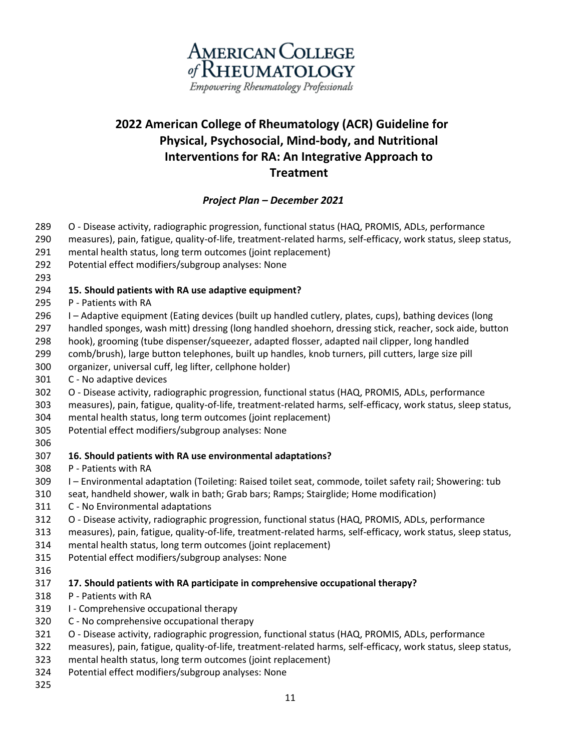O - Disease activity, radiographic progression, functional status (HAQ, PROMIS, ADLs, performance measures), pain, fatigue, quality-of-life, treatment-related harms, self-efficacy, work status, sleep status, mental health status, long term outcomes (joint replacement)
Potential effect modifiers/subgroup analyses: None

**15. Should patients with RA use adaptive equipment?**
P - Patients with RA
I – Adaptive equipment (Eating devices (built up handled cutlery, plates, cups), bathing devices (long handled sponges, wash mitt) dressing (long handled shoehorn, dressing stick, reacher, sock aide, button hook), grooming (tube dispenser/squeezer, adapted flosser, adapted nail clipper, long handled comb/brush), large button telephones, built up handles, knob turners, pill cutters, large size pill organizer, universal cuff, leg lifter, cellphone holder)
C - No adaptive devices
O - Disease activity, radiographic progression, functional status (HAQ, PROMIS, ADLs, performance measures), pain, fatigue, quality-of-life, treatment-related harms, self-efficacy, work status, sleep status, mental health status, long term outcomes (joint replacement)
Potential effect modifiers/subgroup analyses: None

**16. Should patients with RA use environmental adaptations?**
P - Patients with RA
I – Environmental adaptation (Toileting: Raised toilet seat, commode, toilet safety rail; Showering: tub seat, handheld shower, walk in bath; Grab bars; Ramps; Stairglide; Home modification)
C - No Environmental adaptations
O - Disease activity, radiographic progression, functional status (HAQ, PROMIS, ADLs, performance measures), pain, fatigue, quality-of-life, treatment-related harms, self-efficacy, work status, sleep status, mental health status, long term outcomes (joint replacement)
Potential effect modifiers/subgroup analyses: None

**17. Should patients with RA participate in comprehensive occupational therapy?**
P - Patients with RA
I - Comprehensive occupational therapy
C - No comprehensive occupational therapy
O - Disease activity, radiographic progression, functional status (HAQ, PROMIS, ADLs, performance measures), pain, fatigue, quality-of-life, treatment-related harms, self-efficacy, work status, sleep status, mental health status, long term outcomes (joint replacement)
Potential effect modifiers/subgroup analyses: None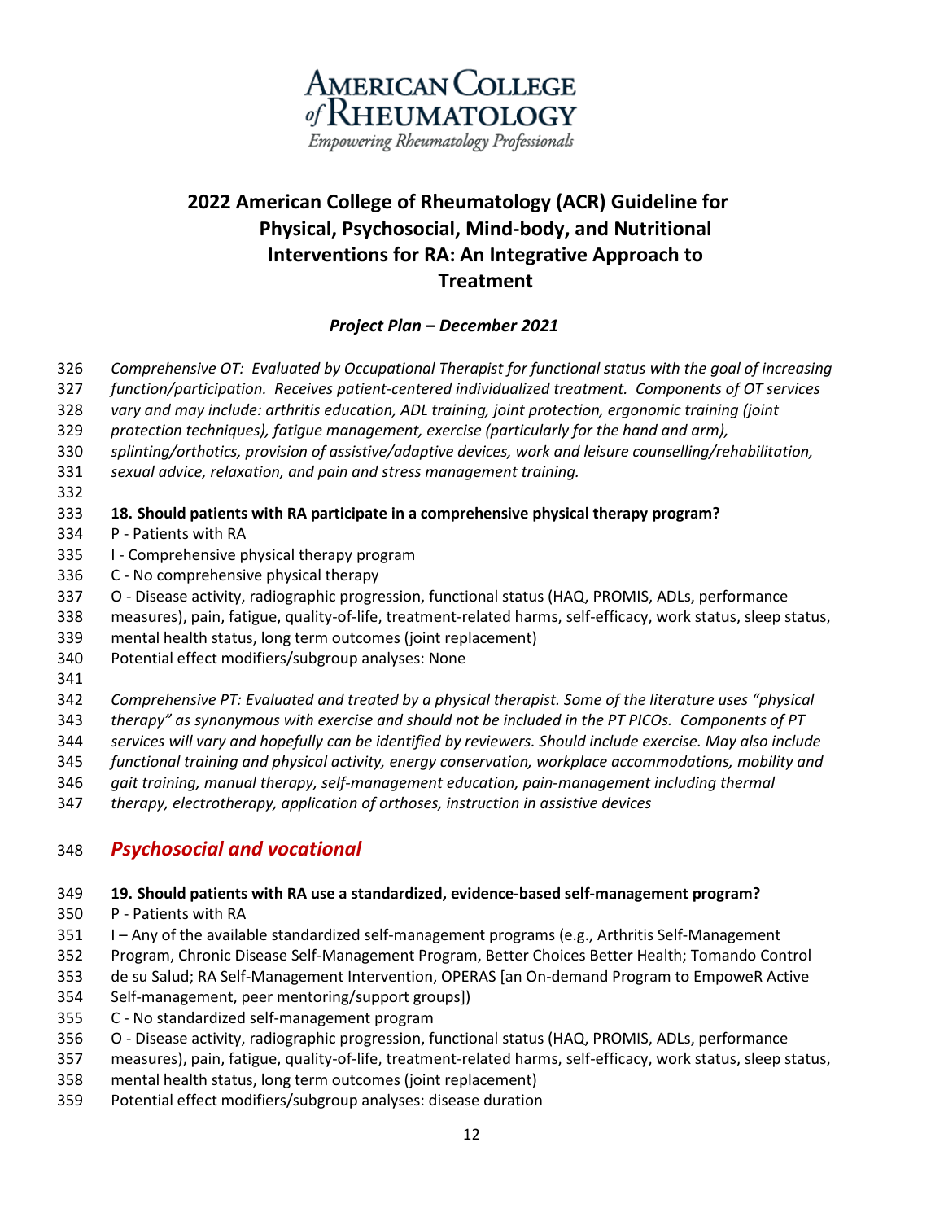*Comprehensive OT: Evaluated by Occupational Therapist for functional status with the goal of increasing function/participation. Receives patient-centered individualized treatment. Components of OT services vary and may include: arthritis education, ADL training, joint protection, ergonomic training (joint protection techniques), fatigue management, exercise (particularly for the hand and arm), splinting/orthotics, provision of assistive/adaptive devices, work and leisure counselling/rehabilitation, sexual advice, relaxation, and pain and stress management training.*

**18. Should patients with RA participate in a comprehensive physical therapy program?**

P - Patients with RA

I - Comprehensive physical therapy program

C - No comprehensive physical therapy

O - Disease activity, radiographic progression, functional status (HAQ, PROMIS, ADLs, performance measures), pain, fatigue, quality-of-life, treatment-related harms, self-efficacy, work status, sleep status, mental health status, long term outcomes (joint replacement)

Potential effect modifiers/subgroup analyses: None

*Comprehensive PT: Evaluated and treated by a physical therapist. Some of the literature uses "physical therapy" as synonymous with exercise and should not be included in the PT PICOs. Components of PT services will vary and hopefully can be identified by reviewers. Should include exercise. May also include functional training and physical activity, energy conservation, workplace accommodations, mobility and gait training, manual therapy, self-management education, pain-management including thermal therapy, electrotherapy, application of orthoses, instruction in assistive devices*

## *Psychosocial and vocational*

**19. Should patients with RA use a standardized, evidence-based self-management program?**

P - Patients with RA

I – Any of the available standardized self-management programs (e.g., Arthritis Self-Management Program, Chronic Disease Self-Management Program, Better Choices Better Health; Tomando Control de su Salud; RA Self-Management Intervention, OPERAS [an On-demand Program to EmpoweR Active Self-management, peer mentoring/support groups])

C - No standardized self-management program

O - Disease activity, radiographic progression, functional status (HAQ, PROMIS, ADLs, performance measures), pain, fatigue, quality-of-life, treatment-related harms, self-efficacy, work status, sleep status, mental health status, long term outcomes (joint replacement)

Potential effect modifiers/subgroup analyses: disease duration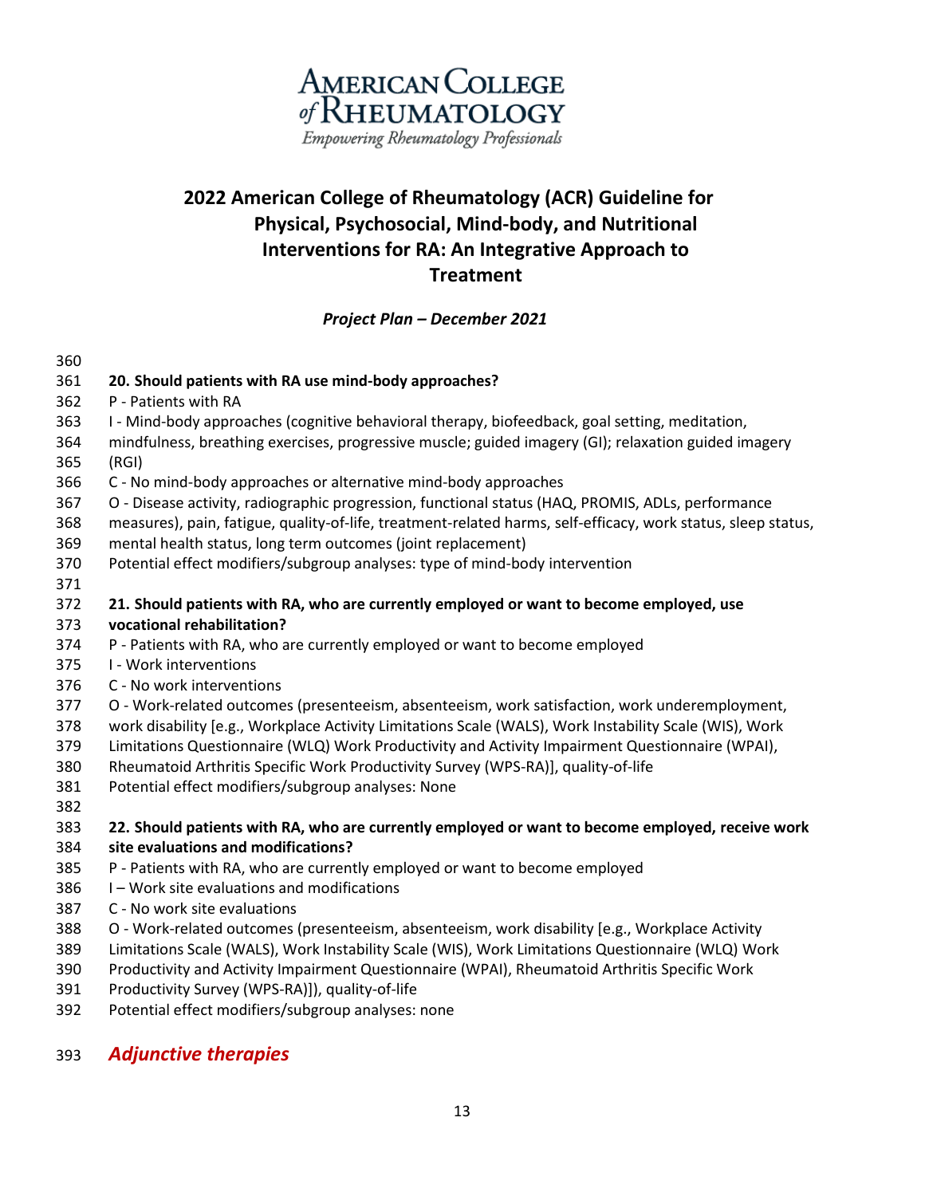**20. Should patients with RA use mind-body approaches?**

P - Patients with RA

I - Mind-body approaches (cognitive behavioral therapy, biofeedback, goal setting, meditation, mindfulness, breathing exercises, progressive muscle; guided imagery (GI); relaxation guided imagery (RGI)

C - No mind-body approaches or alternative mind-body approaches

O - Disease activity, radiographic progression, functional status (HAQ, PROMIS, ADLs, performance measures), pain, fatigue, quality-of-life, treatment-related harms, self-efficacy, work status, sleep status, mental health status, long term outcomes (joint replacement)

Potential effect modifiers/subgroup analyses: type of mind-body intervention

**21. Should patients with RA, who are currently employed or want to become employed, use vocational rehabilitation?**

P - Patients with RA, who are currently employed or want to become employed

I - Work interventions

C - No work interventions

O - Work-related outcomes (presenteeism, absenteeism, work satisfaction, work underemployment, work disability [e.g., Workplace Activity Limitations Scale (WALS), Work Instability Scale (WIS), Work Limitations Questionnaire (WLQ) Work Productivity and Activity Impairment Questionnaire (WPAI), Rheumatoid Arthritis Specific Work Productivity Survey (WPS-RA)], quality-of-life

Potential effect modifiers/subgroup analyses: None

**22. Should patients with RA, who are currently employed or want to become employed, receive work site evaluations and modifications?**

P - Patients with RA, who are currently employed or want to become employed

I – Work site evaluations and modifications

C - No work site evaluations

O - Work-related outcomes (presenteeism, absenteeism, work disability [e.g., Workplace Activity Limitations Scale (WALS), Work Instability Scale (WIS), Work Limitations Questionnaire (WLQ) Work Productivity and Activity Impairment Questionnaire (WPAI), Rheumatoid Arthritis Specific Work Productivity Survey (WPS-RA)]), quality-of-life

Potential effect modifiers/subgroup analyses: none

## *Adjunctive therapies*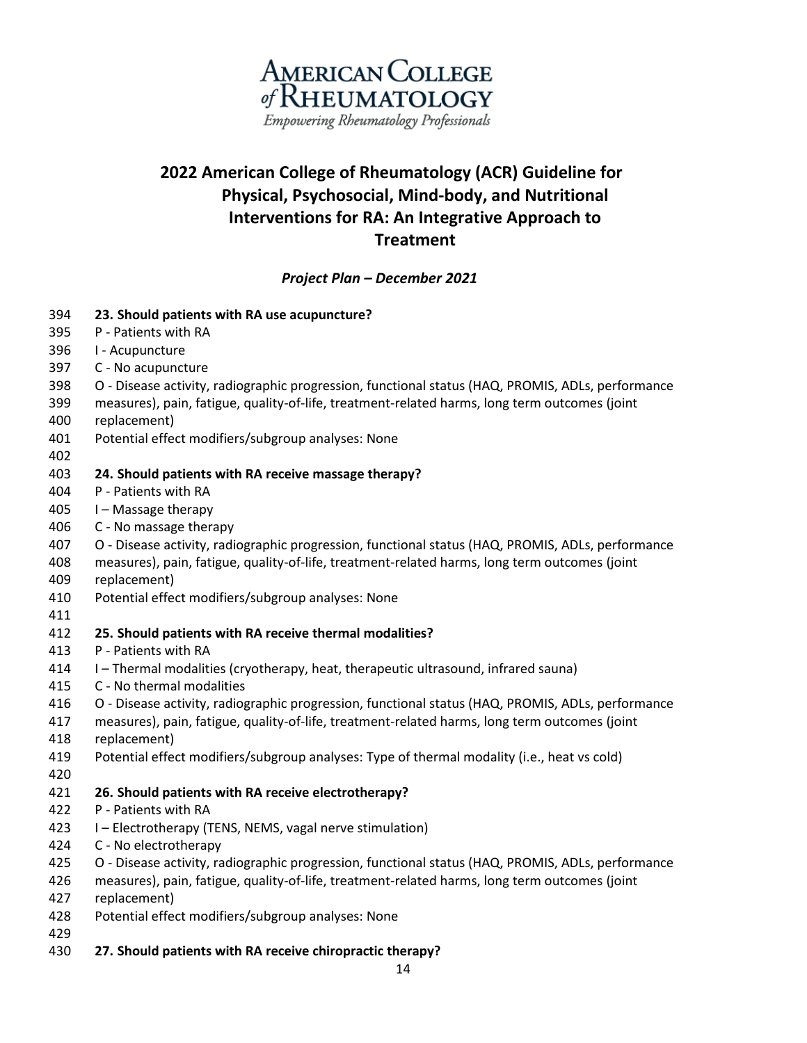# 2022 American College of Rheumatology (ACR) Guideline for Physical, Psychosocial, Mind-body, and Nutritional Interventions for RA: An Integrative Approach to Treatment

*Project Plan – December 2021*

**23. Should patients with RA use acupuncture?**
P - Patients with RA
I - Acupuncture
C - No acupuncture
O - Disease activity, radiographic progression, functional status (HAQ, PROMIS, ADLs, performance measures), pain, fatigue, quality-of-life, treatment-related harms, long term outcomes (joint replacement)
Potential effect modifiers/subgroup analyses: None

**24. Should patients with RA receive massage therapy?**
P - Patients with RA
I – Massage therapy
C - No massage therapy
O - Disease activity, radiographic progression, functional status (HAQ, PROMIS, ADLs, performance measures), pain, fatigue, quality-of-life, treatment-related harms, long term outcomes (joint replacement)
Potential effect modifiers/subgroup analyses: None

**25. Should patients with RA receive thermal modalities?**
P - Patients with RA
I – Thermal modalities (cryotherapy, heat, therapeutic ultrasound, infrared sauna)
C - No thermal modalities
O - Disease activity, radiographic progression, functional status (HAQ, PROMIS, ADLs, performance measures), pain, fatigue, quality-of-life, treatment-related harms, long term outcomes (joint replacement)
Potential effect modifiers/subgroup analyses: Type of thermal modality (i.e., heat vs cold)

**26. Should patients with RA receive electrotherapy?**
P - Patients with RA
I – Electrotherapy (TENS, NEMS, vagal nerve stimulation)
C - No electrotherapy
O - Disease activity, radiographic progression, functional status (HAQ, PROMIS, ADLs, performance measures), pain, fatigue, quality-of-life, treatment-related harms, long term outcomes (joint replacement)
Potential effect modifiers/subgroup analyses: None

**27. Should patients with RA receive chiropractic therapy?**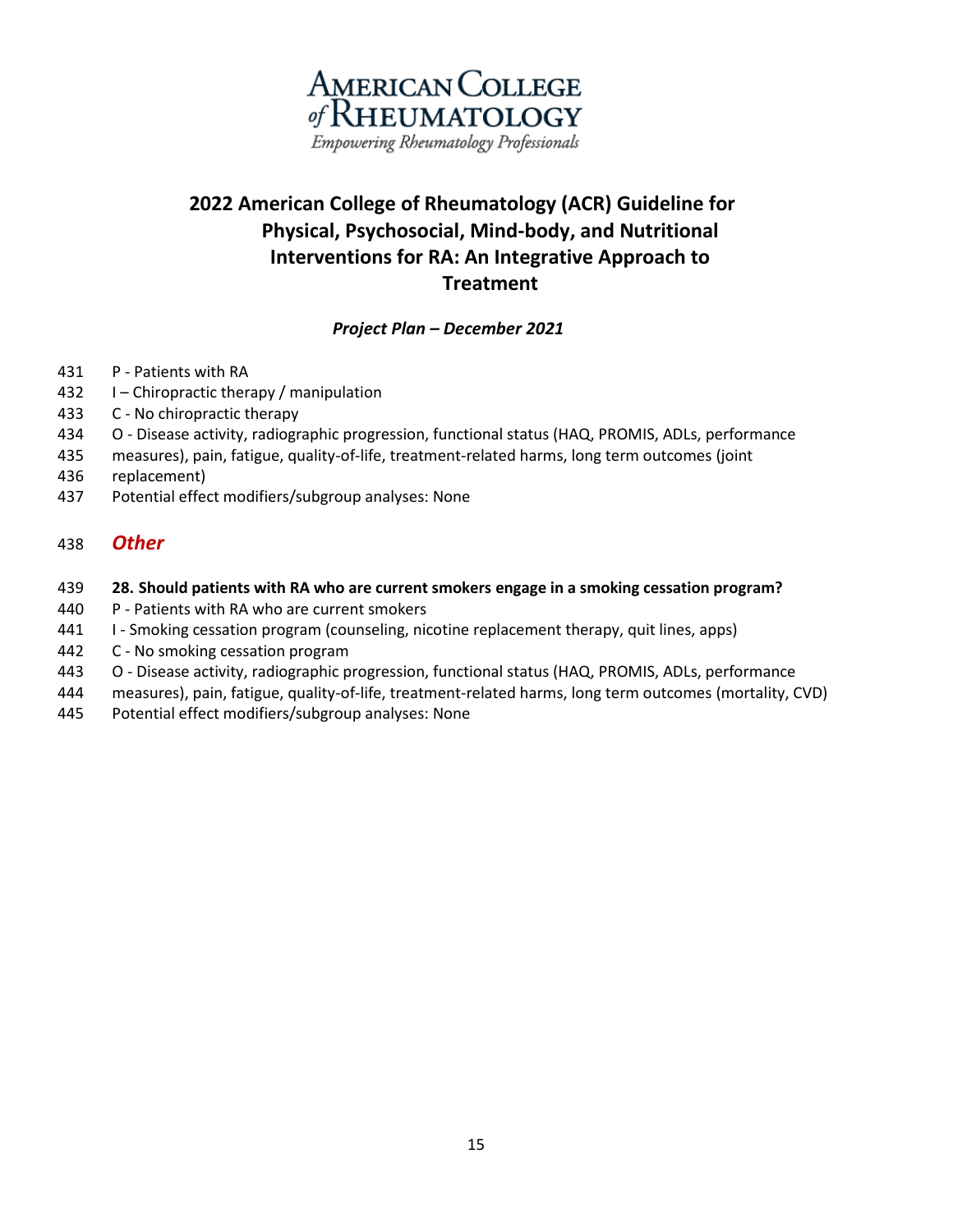P - Patients with RA
I – Chiropractic therapy / manipulation
C - No chiropractic therapy
O - Disease activity, radiographic progression, functional status (HAQ, PROMIS, ADLs, performance measures), pain, fatigue, quality-of-life, treatment-related harms, long term outcomes (joint replacement)
Potential effect modifiers/subgroup analyses: None

## *Other*

**28. Should patients with RA who are current smokers engage in a smoking cessation program?**
P - Patients with RA who are current smokers
I - Smoking cessation program (counseling, nicotine replacement therapy, quit lines, apps)
C - No smoking cessation program
O - Disease activity, radiographic progression, functional status (HAQ, PROMIS, ADLs, performance measures), pain, fatigue, quality-of-life, treatment-related harms, long term outcomes (mortality, CVD)
Potential effect modifiers/subgroup analyses: None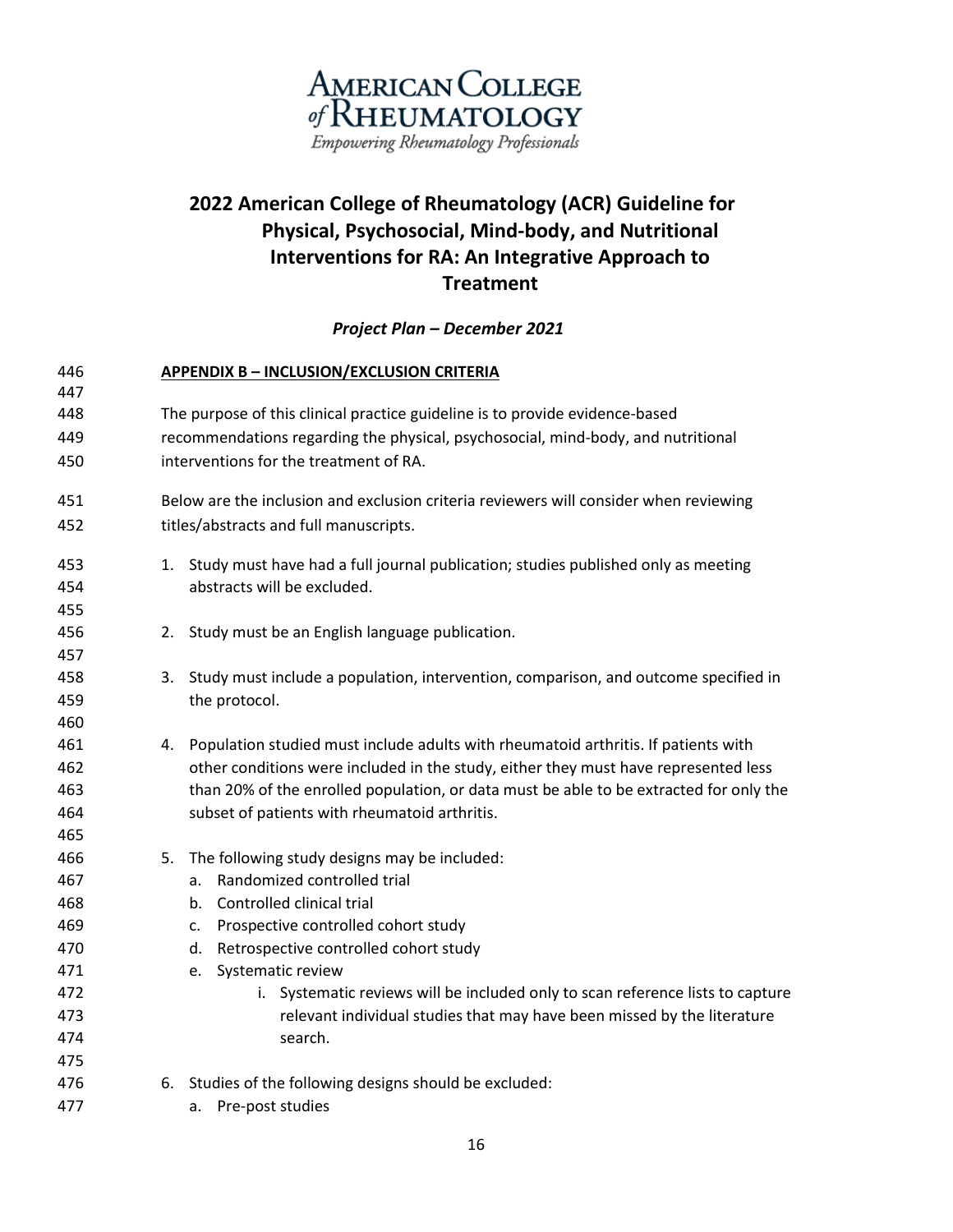# 2022 American College of Rheumatology (ACR) Guideline for Physical, Psychosocial, Mind-body, and Nutritional Interventions for RA: An Integrative Approach to Treatment

***Project Plan – December 2021***

## APPENDIX B – INCLUSION/EXCLUSION CRITERIA

The purpose of this clinical practice guideline is to provide evidence-based recommendations regarding the physical, psychosocial, mind-body, and nutritional interventions for the treatment of RA.

Below are the inclusion and exclusion criteria reviewers will consider when reviewing titles/abstracts and full manuscripts.

1. Study must have had a full journal publication; studies published only as meeting abstracts will be excluded.

2. Study must be an English language publication.

3. Study must include a population, intervention, comparison, and outcome specified in the protocol.

4. Population studied must include adults with rheumatoid arthritis. If patients with other conditions were included in the study, either they must have represented less than 20% of the enrolled population, or data must be able to be extracted for only the subset of patients with rheumatoid arthritis.

5. The following study designs may be included:
   a. Randomized controlled trial
   b. Controlled clinical trial
   c. Prospective controlled cohort study
   d. Retrospective controlled cohort study
   e. Systematic review
      i. Systematic reviews will be included only to scan reference lists to capture relevant individual studies that may have been missed by the literature search.

6. Studies of the following designs should be excluded:
   a. Pre-post studies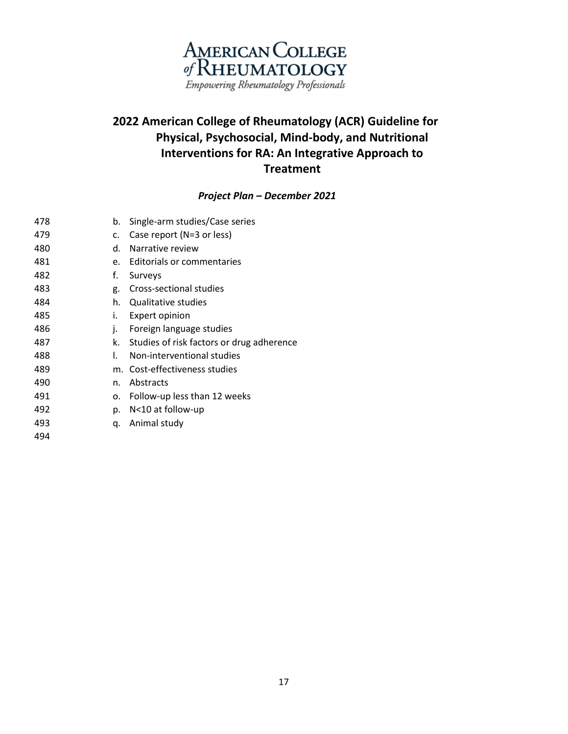b. Single-arm studies/Case series
c. Case report (N=3 or less)
d. Narrative review
e. Editorials or commentaries
f. Surveys
g. Cross-sectional studies
h. Qualitative studies
i. Expert opinion
j. Foreign language studies
k. Studies of risk factors or drug adherence
l. Non-interventional studies
m. Cost-effectiveness studies
n. Abstracts
o. Follow-up less than 12 weeks
p. N<10 at follow-up
q. Animal study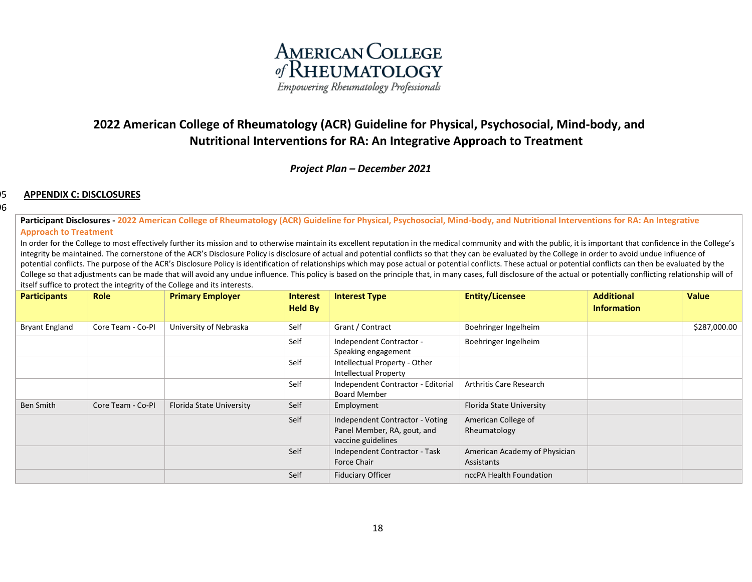AMERICAN COLLEGE of RHEUMATOLOGY

*Empowering Rheumatology Professionals*

# 2022 American College of Rheumatology (ACR) Guideline for Physical, Psychosocial, Mind-body, and Nutritional Interventions for RA: An Integrative Approach to Treatment

***Project Plan – December 2021***

## APPENDIX C: DISCLOSURES

**Participant Disclosures - 2022 American College of Rheumatology (ACR) Guideline for Physical, Psychosocial, Mind-body, and Nutritional Interventions for RA: An Integrative Approach to Treatment**

In order for the College to most effectively further its mission and to otherwise maintain its excellent reputation in the medical community and with the public, it is important that confidence in the College's integrity be maintained. The cornerstone of the ACR's Disclosure Policy is disclosure of actual and potential conflicts so that they can be evaluated by the College in order to avoid undue influence of potential conflicts. The purpose of the ACR's Disclosure Policy is identification of relationships which may pose actual or potential conflicts. These actual or potential conflicts can then be evaluated by the College so that adjustments can be made that will avoid any undue influence. This policy is based on the principle that, in many cases, full disclosure of the actual or potentially conflicting relationship will of itself suffice to protect the integrity of the College and its interests.

| Participants | Role | Primary Employer | Interest Held By | Interest Type | Entity/Licensee | Additional Information | Value |
|---|---|---|---|---|---|---|---|
| Bryant England | Core Team - Co-PI | University of Nebraska | Self | Grant / Contract | Boehringer Ingelheim | | $287,000.00 |
| | | | Self | Independent Contractor - Speaking engagement | Boehringer Ingelheim | | |
| | | | Self | Intellectual Property - Other Intellectual Property | | | |
| | | | Self | Independent Contractor - Editorial Board Member | Arthritis Care Research | | |
| Ben Smith | Core Team - Co-PI | Florida State University | Self | Employment | Florida State University | | |
| | | | Self | Independent Contractor - Voting Panel Member, RA, gout, and vaccine guidelines | American College of Rheumatology | | |
| | | | Self | Independent Contractor - Task Force Chair | American Academy of Physician Assistants | | |
| | | | Self | Fiduciary Officer | nccPA Health Foundation | | |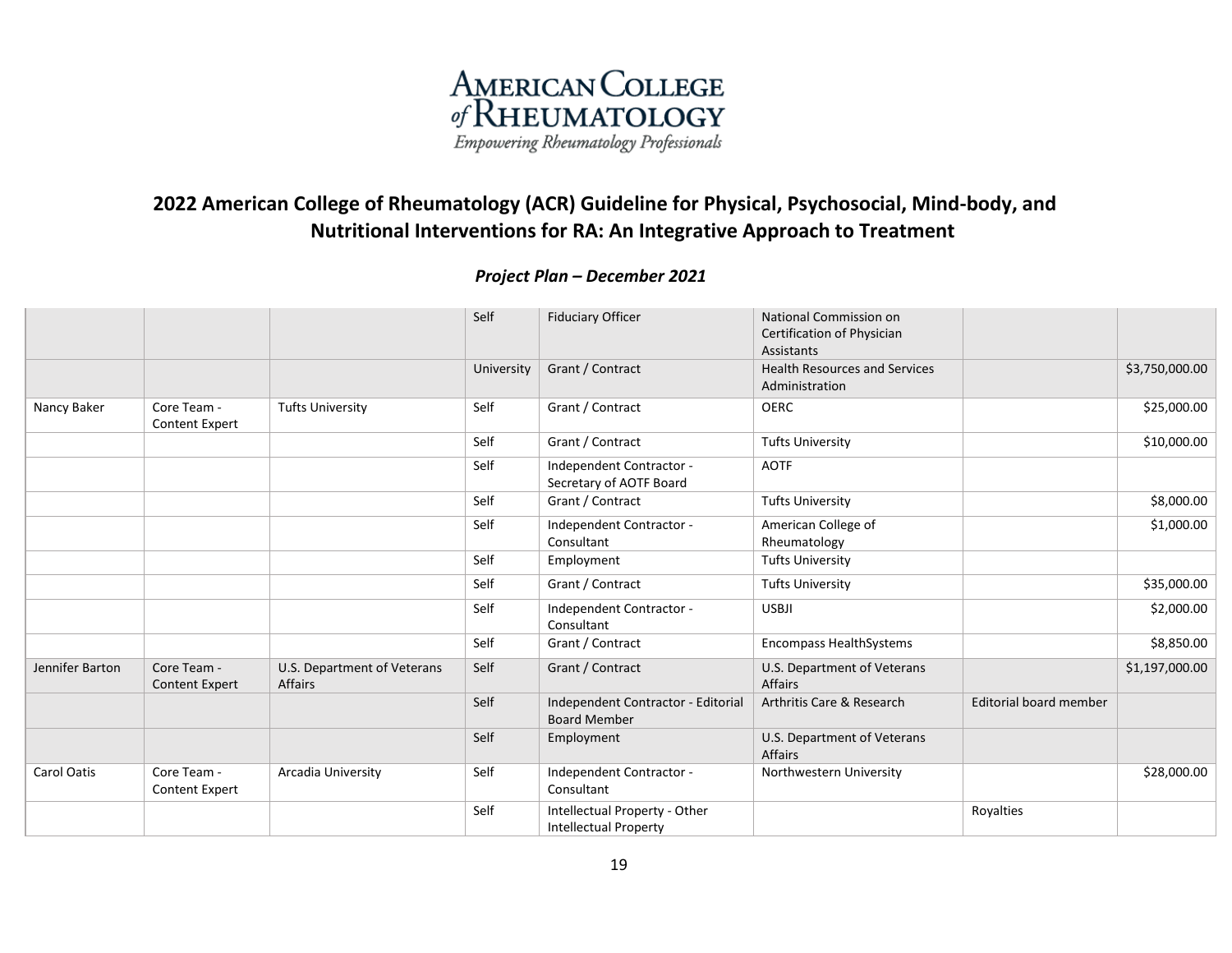AMERICAN COLLEGE of RHEUMATOLOGY
*Empowering Rheumatology Professionals*

# 2022 American College of Rheumatology (ACR) Guideline for Physical, Psychosocial, Mind-body, and Nutritional Interventions for RA: An Integrative Approach to Treatment

***Project Plan – December 2021***

| | | | | | | | |
|---|---|---|---|---|---|---|---|
| | | | Self | Fiduciary Officer | National Commission on Certification of Physician Assistants | | |
| | | | University | Grant / Contract | Health Resources and Services Administration | | $3,750,000.00 |
| Nancy Baker | Core Team - Content Expert | Tufts University | Self | Grant / Contract | OERC | | $25,000.00 |
| | | | Self | Grant / Contract | Tufts University | | $10,000.00 |
| | | | Self | Independent Contractor - Secretary of AOTF Board | AOTF | | |
| | | | Self | Grant / Contract | Tufts University | | $8,000.00 |
| | | | Self | Independent Contractor - Consultant | American College of Rheumatology | | $1,000.00 |
| | | | Self | Employment | Tufts University | | |
| | | | Self | Grant / Contract | Tufts University | | $35,000.00 |
| | | | Self | Independent Contractor - Consultant | USBJI | | $2,000.00 |
| | | | Self | Grant / Contract | Encompass HealthSystems | | $8,850.00 |
| Jennifer Barton | Core Team - Content Expert | U.S. Department of Veterans Affairs | Self | Grant / Contract | U.S. Department of Veterans Affairs | | $1,197,000.00 |
| | | | Self | Independent Contractor - Editorial Board Member | Arthritis Care & Research | Editorial board member | |
| | | | Self | Employment | U.S. Department of Veterans Affairs | | |
| Carol Oatis | Core Team - Content Expert | Arcadia University | Self | Independent Contractor - Consultant | Northwestern University | | $28,000.00 |
| | | | Self | Intellectual Property - Other Intellectual Property | | Royalties | |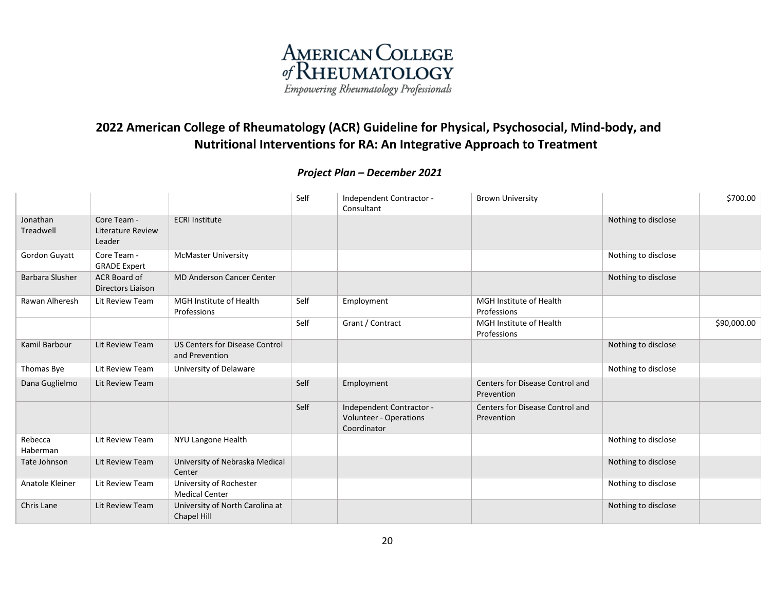# 2022 American College of Rheumatology (ACR) Guideline for Physical, Psychosocial, Mind-body, and Nutritional Interventions for RA: An Integrative Approach to Treatment

## *Project Plan – December 2021*

| | | | | | | | |
|---|---|---|---|---|---|---|---|
| | | | Self | Independent Contractor - Consultant | Brown University | | $700.00 |
| Jonathan Treadwell | Core Team - Literature Review Leader | ECRI Institute | | | | Nothing to disclose | |
| Gordon Guyatt | Core Team - GRADE Expert | McMaster University | | | | Nothing to disclose | |
| Barbara Slusher | ACR Board of Directors Liaison | MD Anderson Cancer Center | | | | Nothing to disclose | |
| Rawan Alheresh | Lit Review Team | MGH Institute of Health Professions | Self | Employment | MGH Institute of Health Professions | | |
| | | | Self | Grant / Contract | MGH Institute of Health Professions | | $90,000.00 |
| Kamil Barbour | Lit Review Team | US Centers for Disease Control and Prevention | | | | Nothing to disclose | |
| Thomas Bye | Lit Review Team | University of Delaware | | | | Nothing to disclose | |
| Dana Guglielmo | Lit Review Team | | Self | Employment | Centers for Disease Control and Prevention | | |
| | | | Self | Independent Contractor - Volunteer - Operations Coordinator | Centers for Disease Control and Prevention | | |
| Rebecca Haberman | Lit Review Team | NYU Langone Health | | | | Nothing to disclose | |
| Tate Johnson | Lit Review Team | University of Nebraska Medical Center | | | | Nothing to disclose | |
| Anatole Kleiner | Lit Review Team | University of Rochester Medical Center | | | | Nothing to disclose | |
| Chris Lane | Lit Review Team | University of North Carolina at Chapel Hill | | | | Nothing to disclose | |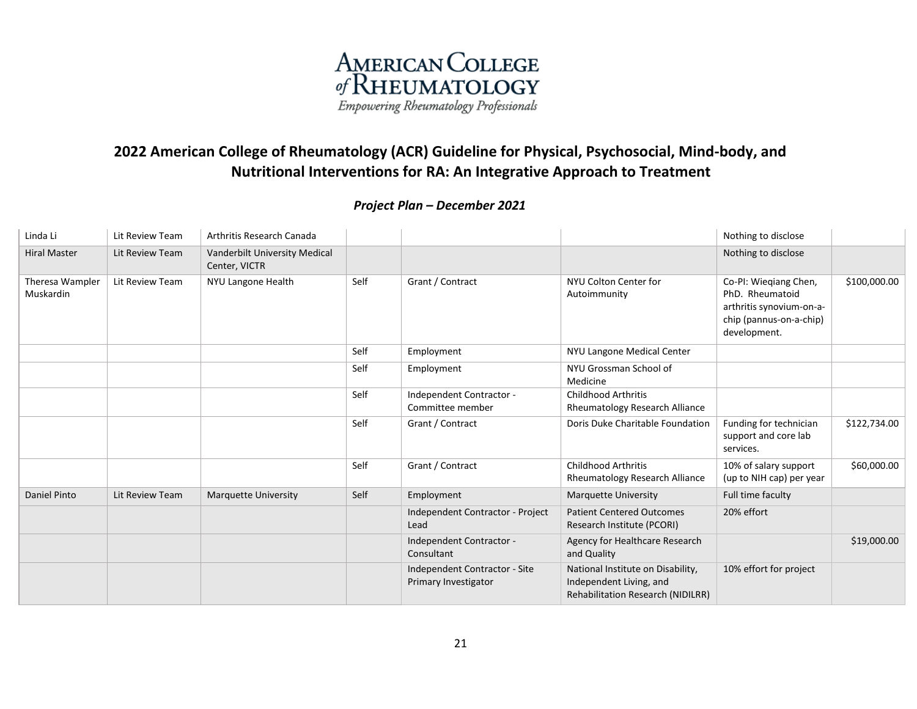AMERICAN COLLEGE of RHEUMATOLOGY
*Empowering Rheumatology Professionals*

# 2022 American College of Rheumatology (ACR) Guideline for Physical, Psychosocial, Mind-body, and Nutritional Interventions for RA: An Integrative Approach to Treatment

### *Project Plan – December 2021*

| | | | | | | | |
|---|---|---|---|---|---|---|---|
| Linda Li | Lit Review Team | Arthritis Research Canada | | | | Nothing to disclose | |
| Hiral Master | Lit Review Team | Vanderbilt University Medical Center, VICTR | | | | Nothing to disclose | |
| Theresa Wampler Muskardin | Lit Review Team | NYU Langone Health | Self | Grant / Contract | NYU Colton Center for Autoimmunity | Co-PI: Wieqiang Chen, PhD. Rheumatoid arthritis synovium-on-a-chip (pannus-on-a-chip) development. | $100,000.00 |
| | | | Self | Employment | NYU Langone Medical Center | | |
| | | | Self | Employment | NYU Grossman School of Medicine | | |
| | | | Self | Independent Contractor - Committee member | Childhood Arthritis Rheumatology Research Alliance | | |
| | | | Self | Grant / Contract | Doris Duke Charitable Foundation | Funding for technician support and core lab services. | $122,734.00 |
| | | | Self | Grant / Contract | Childhood Arthritis Rheumatology Research Alliance | 10% of salary support (up to NIH cap) per year | $60,000.00 |
| Daniel Pinto | Lit Review Team | Marquette University | Self | Employment | Marquette University | Full time faculty | |
| | | | | Independent Contractor - Project Lead | Patient Centered Outcomes Research Institute (PCORI) | 20% effort | |
| | | | | Independent Contractor - Consultant | Agency for Healthcare Research and Quality | | $19,000.00 |
| | | | | Independent Contractor - Site Primary Investigator | National Institute on Disability, Independent Living, and Rehabilitation Research (NIDILRR) | 10% effort for project | |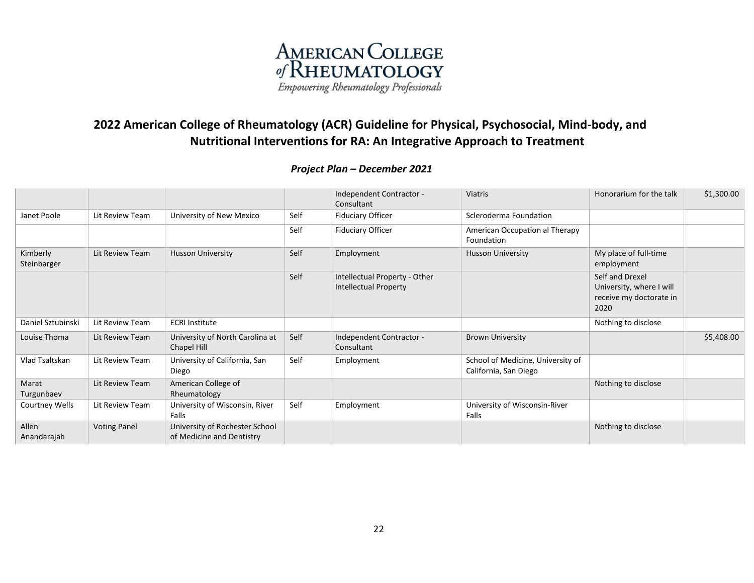**AMERICAN COLLEGE of RHEUMATOLOGY**
*Empowering Rheumatology Professionals*

# 2022 American College of Rheumatology (ACR) Guideline for Physical, Psychosocial, Mind-body, and Nutritional Interventions for RA: An Integrative Approach to Treatment

### *Project Plan – December 2021*

| | | | | | | | |
|---|---|---|---|---|---|---|---|
| | | | | Independent Contractor - Consultant | Viatris | Honorarium for the talk | $1,300.00 |
| Janet Poole | Lit Review Team | University of New Mexico | Self | Fiduciary Officer | Scleroderma Foundation | | |
| | | | Self | Fiduciary Officer | American Occupation al Therapy Foundation | | |
| Kimberly Steinbarger | Lit Review Team | Husson University | Self | Employment | Husson University | My place of full-time employment | |
| | | | Self | Intellectual Property - Other Intellectual Property | | Self and Drexel University, where I will receive my doctorate in 2020 | |
| Daniel Sztubinski | Lit Review Team | ECRI Institute | | | | Nothing to disclose | |
| Louise Thoma | Lit Review Team | University of North Carolina at Chapel Hill | Self | Independent Contractor - Consultant | Brown University | | $5,408.00 |
| Vlad Tsaltskan | Lit Review Team | University of California, San Diego | Self | Employment | School of Medicine, University of California, San Diego | | |
| Marat Turgunbaev | Lit Review Team | American College of Rheumatology | | | | Nothing to disclose | |
| Courtney Wells | Lit Review Team | University of Wisconsin, River Falls | Self | Employment | University of Wisconsin-River Falls | | |
| Allen Anandarajah | Voting Panel | University of Rochester School of Medicine and Dentistry | | | | Nothing to disclose | |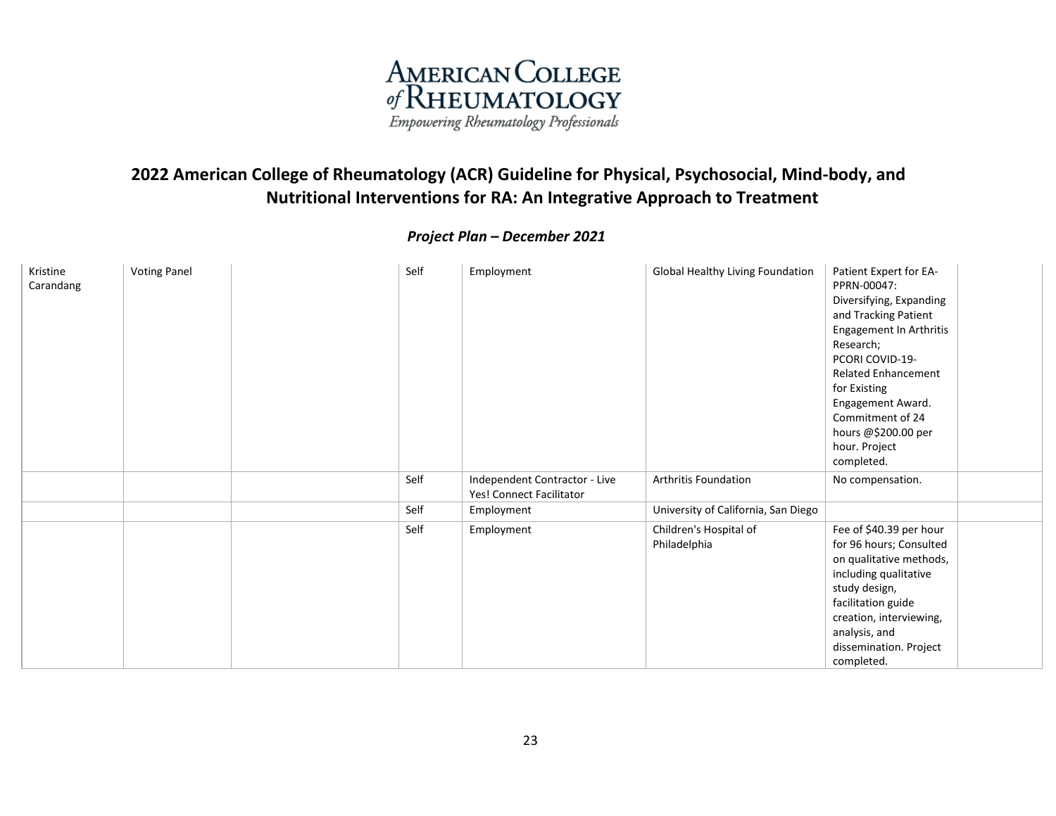# 2022 American College of Rheumatology (ACR) Guideline for Physical, Psychosocial, Mind-body, and Nutritional Interventions for RA: An Integrative Approach to Treatment

## *Project Plan – December 2021*

| | | | | | | | |
|---|---|---|---|---|---|---|---|
| Kristine Carandang | Voting Panel | | Self | Employment | Global Healthy Living Foundation | Patient Expert for EA-PPRN-00047: Diversifying, Expanding and Tracking Patient Engagement In Arthritis Research; PCORI COVID-19-Related Enhancement for Existing Engagement Award. Commitment of 24 hours @$200.00 per hour. Project completed. | |
| | | | Self | Independent Contractor - Live Yes! Connect Facilitator | Arthritis Foundation | No compensation. | |
| | | | Self | Employment | University of California, San Diego | | |
| | | | Self | Employment | Children's Hospital of Philadelphia | Fee of $40.39 per hour for 96 hours; Consulted on qualitative methods, including qualitative study design, facilitation guide creation, interviewing, analysis, and dissemination. Project completed. | |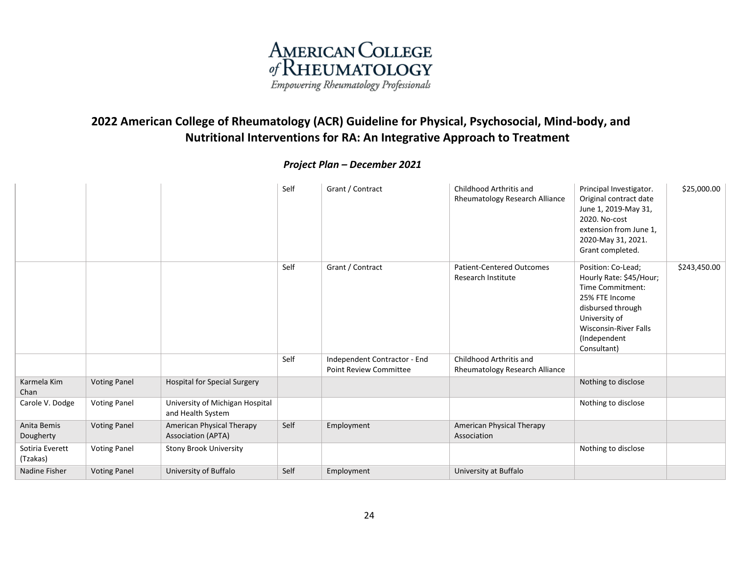## 2022 American College of Rheumatology (ACR) Guideline for Physical, Psychosocial, Mind-body, and Nutritional Interventions for RA: An Integrative Approach to Treatment

### *Project Plan – December 2021*

| | | | | | | | |
|---|---|---|---|---|---|---|---|
| | | | Self | Grant / Contract | Childhood Arthritis and Rheumatology Research Alliance | Principal Investigator. Original contract date June 1, 2019-May 31, 2020. No-cost extension from June 1, 2020-May 31, 2021. Grant completed. | $25,000.00 |
| | | | Self | Grant / Contract | Patient-Centered Outcomes Research Institute | Position: Co-Lead; Hourly Rate: $45/Hour; Time Commitment: 25% FTE Income disbursed through University of Wisconsin-River Falls (Independent Consultant) | $243,450.00 |
| | | | Self | Independent Contractor - End Point Review Committee | Childhood Arthritis and Rheumatology Research Alliance | | |
| Karmela Kim Chan | Voting Panel | Hospital for Special Surgery | | | | Nothing to disclose | |
| Carole V. Dodge | Voting Panel | University of Michigan Hospital and Health System | | | | Nothing to disclose | |
| Anita Bemis Dougherty | Voting Panel | American Physical Therapy Association (APTA) | Self | Employment | American Physical Therapy Association | | |
| Sotiria Everett (Tzakas) | Voting Panel | Stony Brook University | | | | Nothing to disclose | |
| Nadine Fisher | Voting Panel | University of Buffalo | Self | Employment | University at Buffalo | | |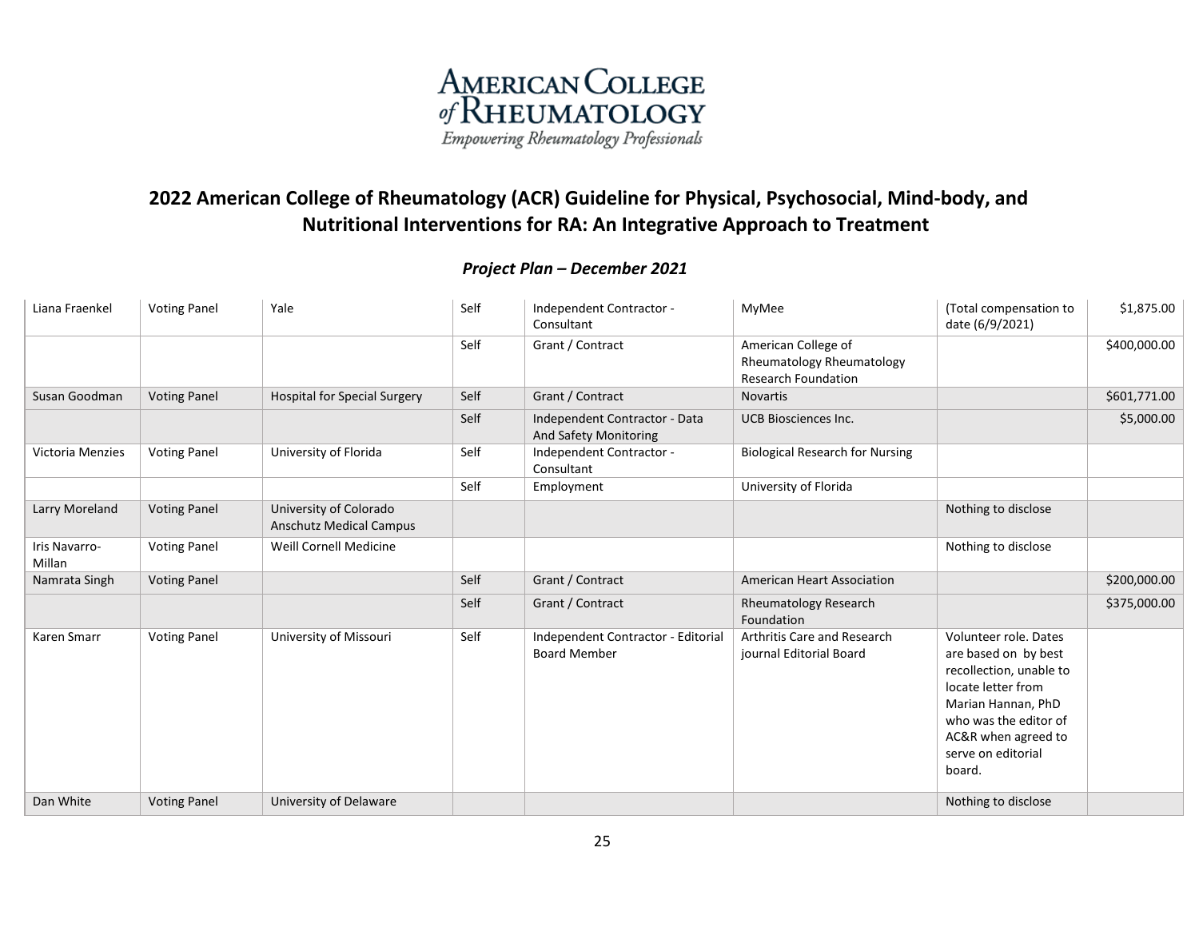AMERICAN COLLEGE of RHEUMATOLOGY
*Empowering Rheumatology Professionals*

# 2022 American College of Rheumatology (ACR) Guideline for Physical, Psychosocial, Mind-body, and Nutritional Interventions for RA: An Integrative Approach to Treatment

### *Project Plan – December 2021*

| | | | | | | | |
|---|---|---|---|---|---|---|---|
| Liana Fraenkel | Voting Panel | Yale | Self | Independent Contractor - Consultant | MyMee | (Total compensation to date (6/9/2021) | $1,875.00 |
| | | | Self | Grant / Contract | American College of Rheumatology Rheumatology Research Foundation | | $400,000.00 |
| Susan Goodman | Voting Panel | Hospital for Special Surgery | Self | Grant / Contract | Novartis | | $601,771.00 |
| | | | Self | Independent Contractor - Data And Safety Monitoring | UCB Biosciences Inc. | | $5,000.00 |
| Victoria Menzies | Voting Panel | University of Florida | Self | Independent Contractor - Consultant | Biological Research for Nursing | | |
| | | | Self | Employment | University of Florida | | |
| Larry Moreland | Voting Panel | University of Colorado Anschutz Medical Campus | | | | Nothing to disclose | |
| Iris Navarro-Millan | Voting Panel | Weill Cornell Medicine | | | | Nothing to disclose | |
| Namrata Singh | Voting Panel | | Self | Grant / Contract | American Heart Association | | $200,000.00 |
| | | | Self | Grant / Contract | Rheumatology Research Foundation | | $375,000.00 |
| Karen Smarr | Voting Panel | University of Missouri | Self | Independent Contractor - Editorial Board Member | Arthritis Care and Research journal Editorial Board | Volunteer role. Dates are based on by best recollection, unable to locate letter from Marian Hannan, PhD who was the editor of AC&R when agreed to serve on editorial board. | |
| Dan White | Voting Panel | University of Delaware | | | | Nothing to disclose | |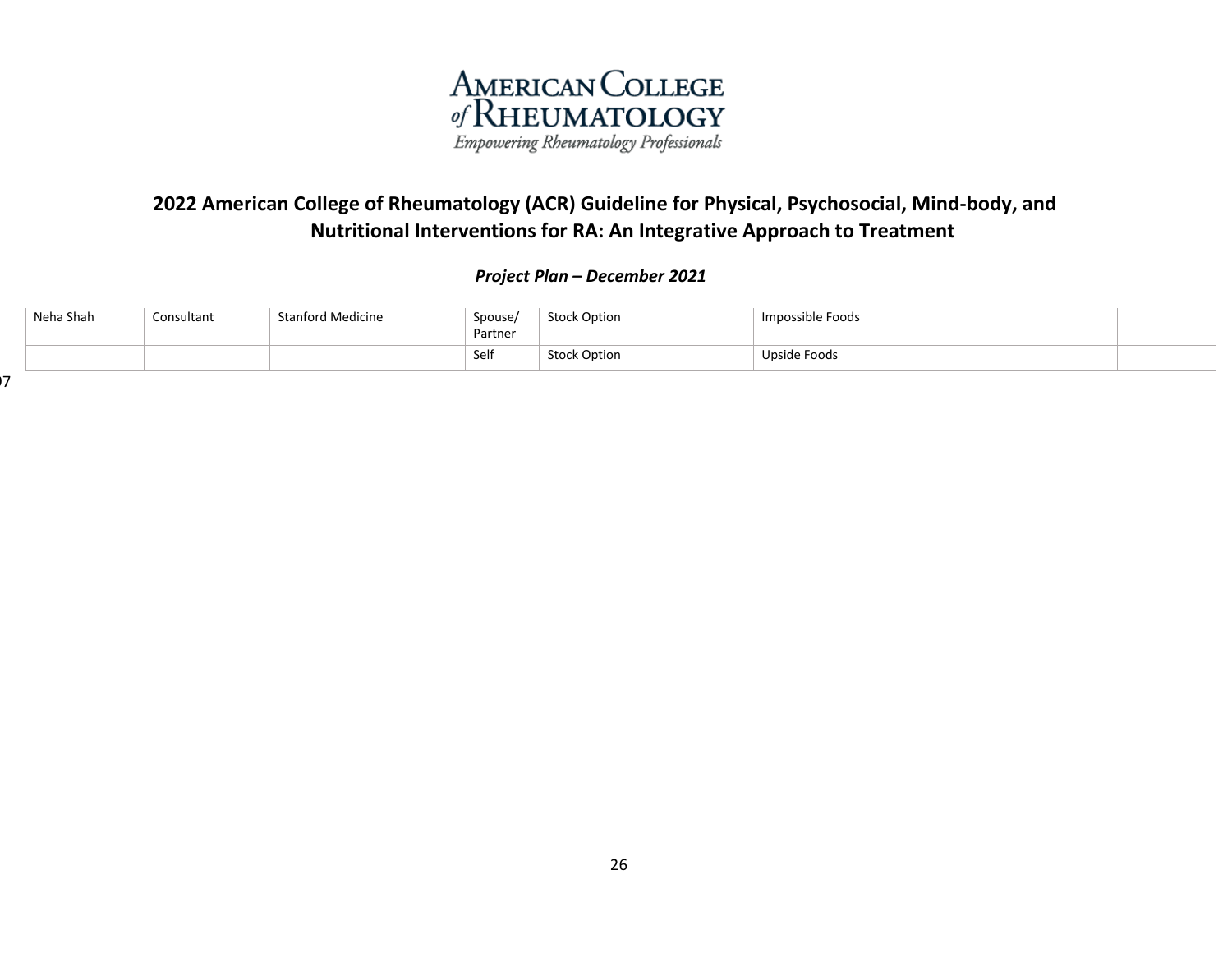# 2022 American College of Rheumatology (ACR) Guideline for Physical, Psychosocial, Mind-body, and Nutritional Interventions for RA: An Integrative Approach to Treatment

### *Project Plan – December 2021*

| | | | | | | | |
|---|---|---|---|---|---|---|---|
| Neha Shah | Consultant | Stanford Medicine | Spouse/ Partner | Stock Option | Impossible Foods | | |
| | | | Self | Stock Option | Upside Foods | | |